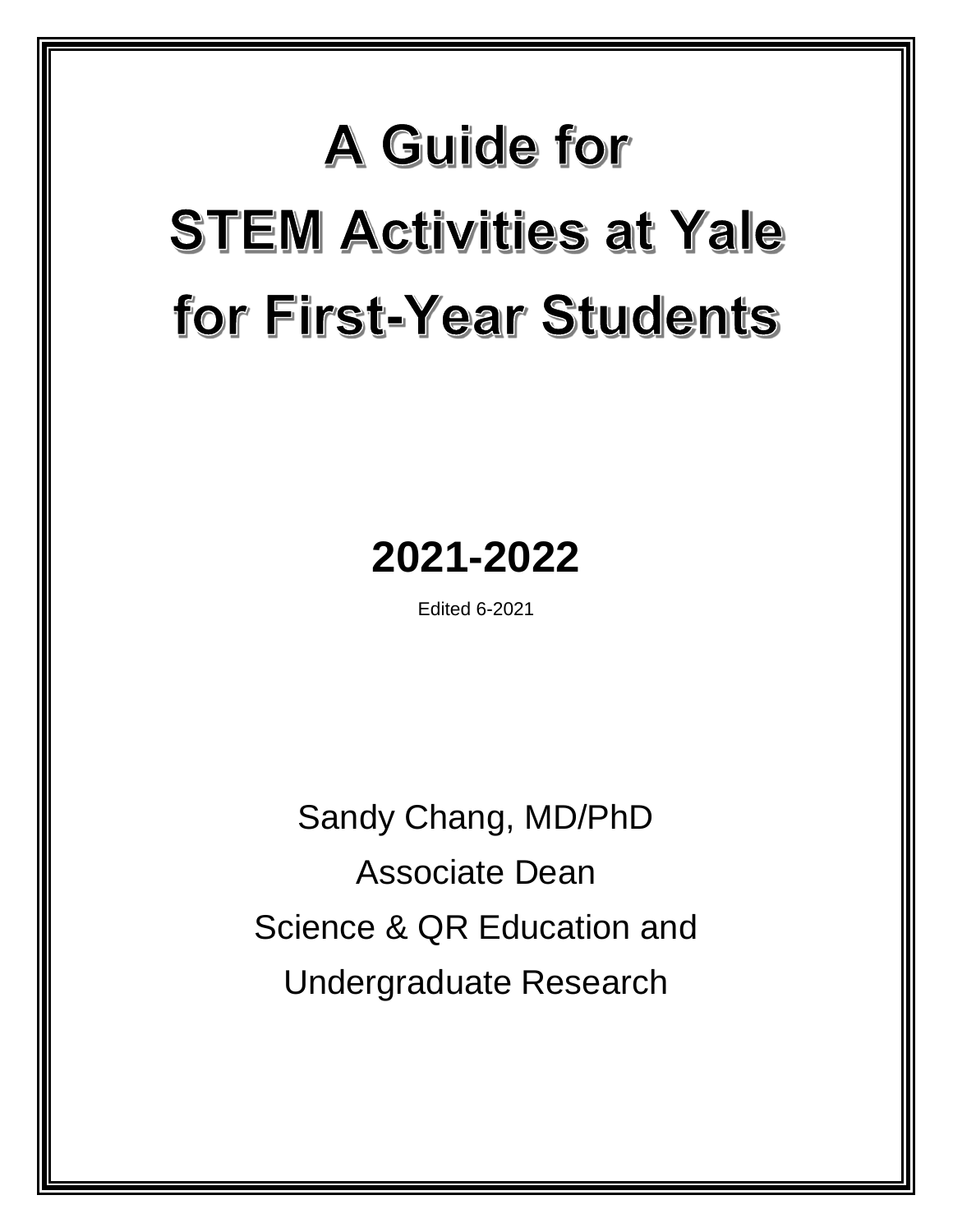# A Guide for STEM Activities at Yale for First-Year Students

## 2021-2022

Edited 6-2021

Sandy Chang, MD/PhD

Associate Dean

Science & QR Education and

Undergraduate Research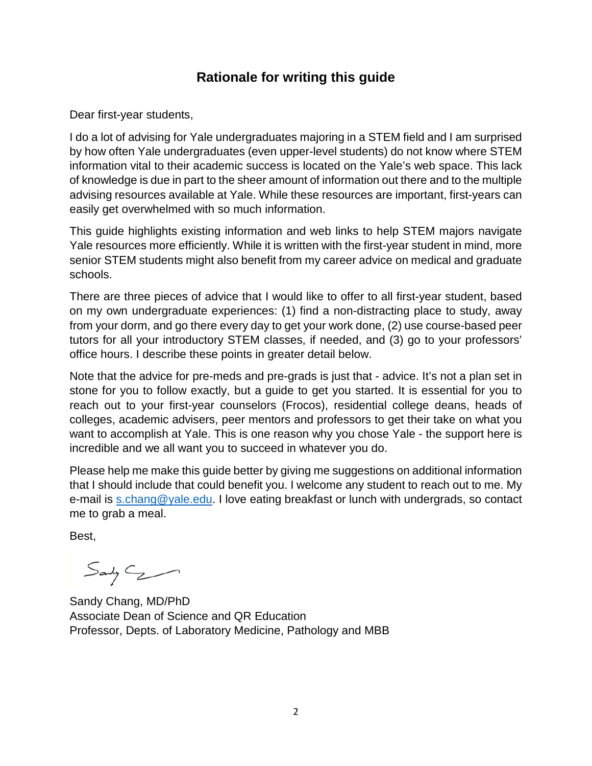## Rationale for writing this guide

Dear first-year students,

I do a lot of advising for Yale undergraduates majoring in a STEM field and I am surprised by how often Yale undergraduates (even upper-level students) do not know where STEM information vital to their academic success is located on the Yale's web space. This lack of knowledge is due in part to the sheer amount of information out there and to the multiple advising resources available at Yale. While these resources are important, first-years can easily get overwhelmed with so much information.

This guide highlights existing information and web links to help STEM majors navigate Yale resources more efficiently. While it is written with the first-year student in mind, more senior STEM students might also benefit from my career advice on medical and graduate schools.

There are three pieces of advice that I would like to offer to all first-year student, based on my own undergraduate experiences: (1) find a non-distracting place to study, away from your dorm, and go there every day to get your work done, (2) use course-based peer tutors for all your introductory STEM classes, if needed, and (3) go to your professors' office hours. I describe these points in greater detail below.

Note that the advice for pre-meds and pre-grads is just that - advice. It's not a plan set in stone for you to follow exactly, but a guide to get you started. It is essential for you to reach out to your first-year counselors (Frocos), residential college deans, heads of colleges, academic advisers, peer mentors and professors to get their take on what you want to accomplish at Yale. This is one reason why you chose Yale - the support here is incredible and we all want you to succeed in whatever you do.

Please help me make this guide better by giving me suggestions on additional information that I should include that could benefit you. I welcome any student to reach out to me. My e-mail is s.chang@yale.edu. I love eating breakfast or lunch with undergrads, so contact me to grab a meal.

Best,

Sandy Chang

Sandy Chang, MD/PhD
Associate Dean of Science and QR Education
Professor, Depts. of Laboratory Medicine, Pathology and MBB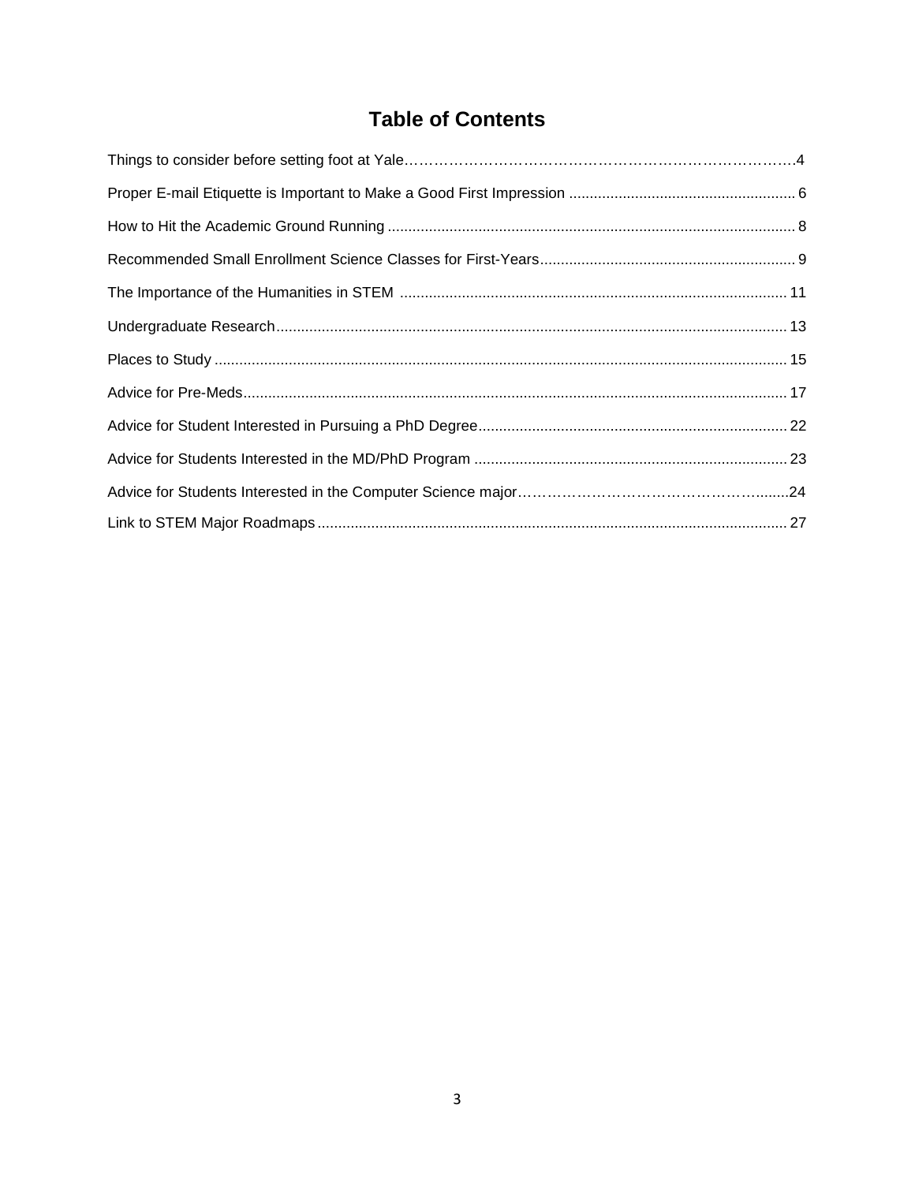# Table of Contents

| Section | Page |
|---|---|
| Things to consider before setting foot at Yale | 4 |
| Proper E-mail Etiquette is Important to Make a Good First Impression | 6 |
| How to Hit the Academic Ground Running | 8 |
| Recommended Small Enrollment Science Classes for First-Years | 9 |
| The Importance of the Humanities in STEM | 11 |
| Undergraduate Research | 13 |
| Places to Study | 15 |
| Advice for Pre-Meds | 17 |
| Advice for Student Interested in Pursuing a PhD Degree | 22 |
| Advice for Students Interested in the MD/PhD Program | 23 |
| Advice for Students Interested in the Computer Science major | 24 |
| Link to STEM Major Roadmaps | 27 |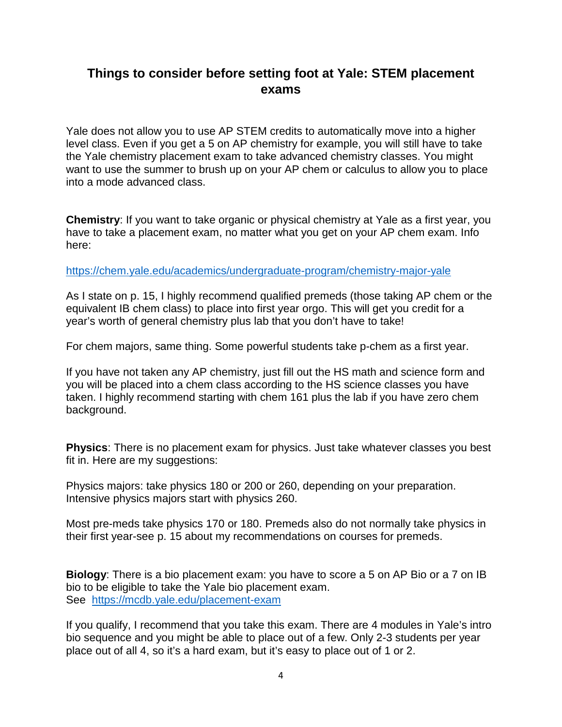## Things to consider before setting foot at Yale: STEM placement exams

Yale does not allow you to use AP STEM credits to automatically move into a higher level class. Even if you get a 5 on AP chemistry for example, you will still have to take the Yale chemistry placement exam to take advanced chemistry classes. You might want to use the summer to brush up on your AP chem or calculus to allow you to place into a mode advanced class.

**Chemistry**: If you want to take organic or physical chemistry at Yale as a first year, you have to take a placement exam, no matter what you get on your AP chem exam. Info here:

https://chem.yale.edu/academics/undergraduate-program/chemistry-major-yale

As I state on p. 15, I highly recommend qualified premeds (those taking AP chem or the equivalent IB chem class) to place into first year orgo. This will get you credit for a year's worth of general chemistry plus lab that you don't have to take!

For chem majors, same thing. Some powerful students take p-chem as a first year.

If you have not taken any AP chemistry, just fill out the HS math and science form and you will be placed into a chem class according to the HS science classes you have taken. I highly recommend starting with chem 161 plus the lab if you have zero chem background.

**Physics**: There is no placement exam for physics. Just take whatever classes you best fit in. Here are my suggestions:

Physics majors: take physics 180 or 200 or 260, depending on your preparation. Intensive physics majors start with physics 260.

Most pre-meds take physics 170 or 180. Premeds also do not normally take physics in their first year-see p. 15 about my recommendations on courses for premeds.

**Biology**: There is a bio placement exam: you have to score a 5 on AP Bio or a 7 on IB bio to be eligible to take the Yale bio placement exam.
See https://mcdb.yale.edu/placement-exam

If you qualify, I recommend that you take this exam. There are 4 modules in Yale's intro bio sequence and you might be able to place out of a few. Only 2-3 students per year place out of all 4, so it's a hard exam, but it's easy to place out of 1 or 2.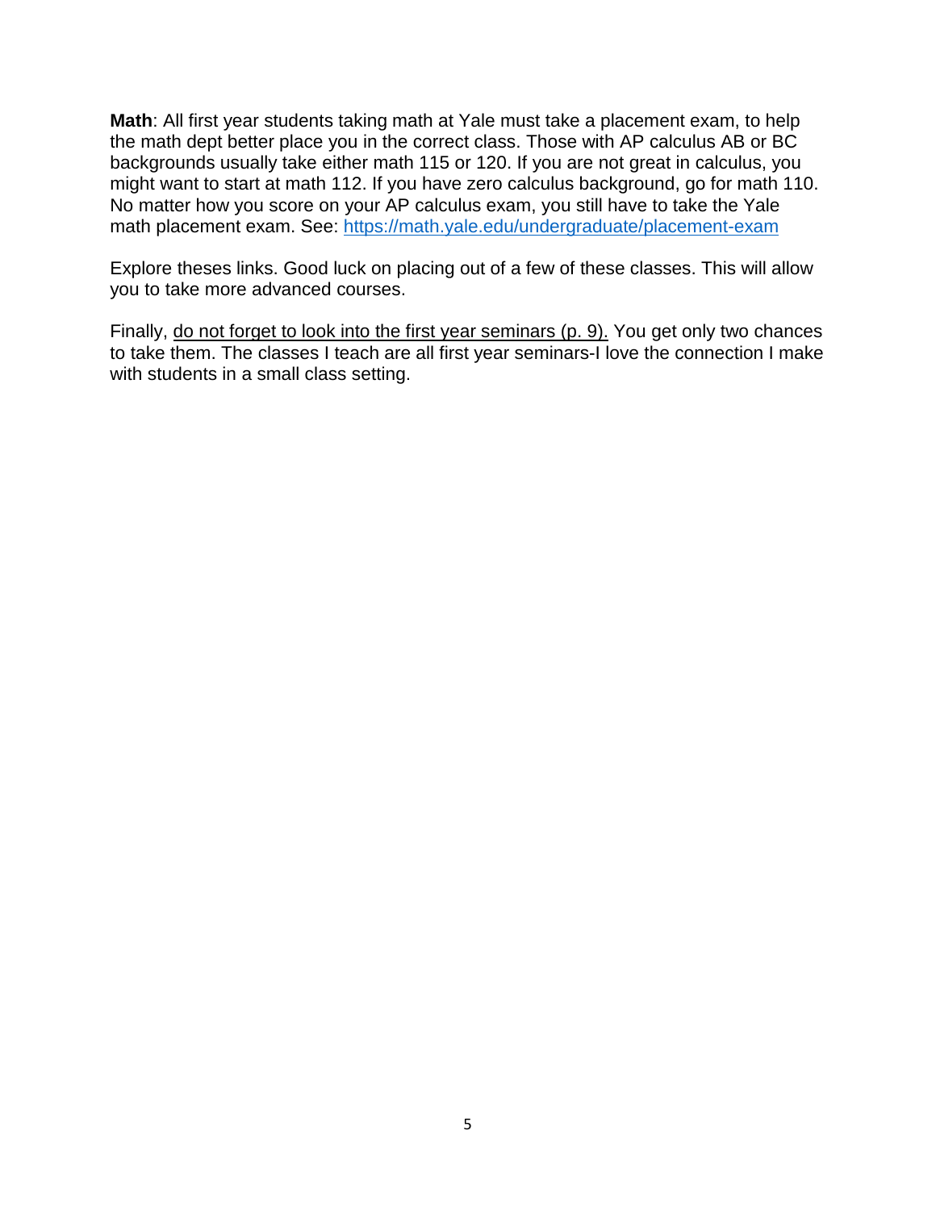**Math**: All first year students taking math at Yale must take a placement exam, to help the math dept better place you in the correct class. Those with AP calculus AB or BC backgrounds usually take either math 115 or 120. If you are not great in calculus, you might want to start at math 112. If you have zero calculus background, go for math 110. No matter how you score on your AP calculus exam, you still have to take the Yale math placement exam. See: [https://math.yale.edu/undergraduate/placement-exam](https://math.yale.edu/undergraduate/placement-exam)

Explore theses links. Good luck on placing out of a few of these classes. This will allow you to take more advanced courses.

Finally, <u>do not forget to look into the first year seminars (p. 9).</u> You get only two chances to take them. The classes I teach are all first year seminars-I love the connection I make with students in a small class setting.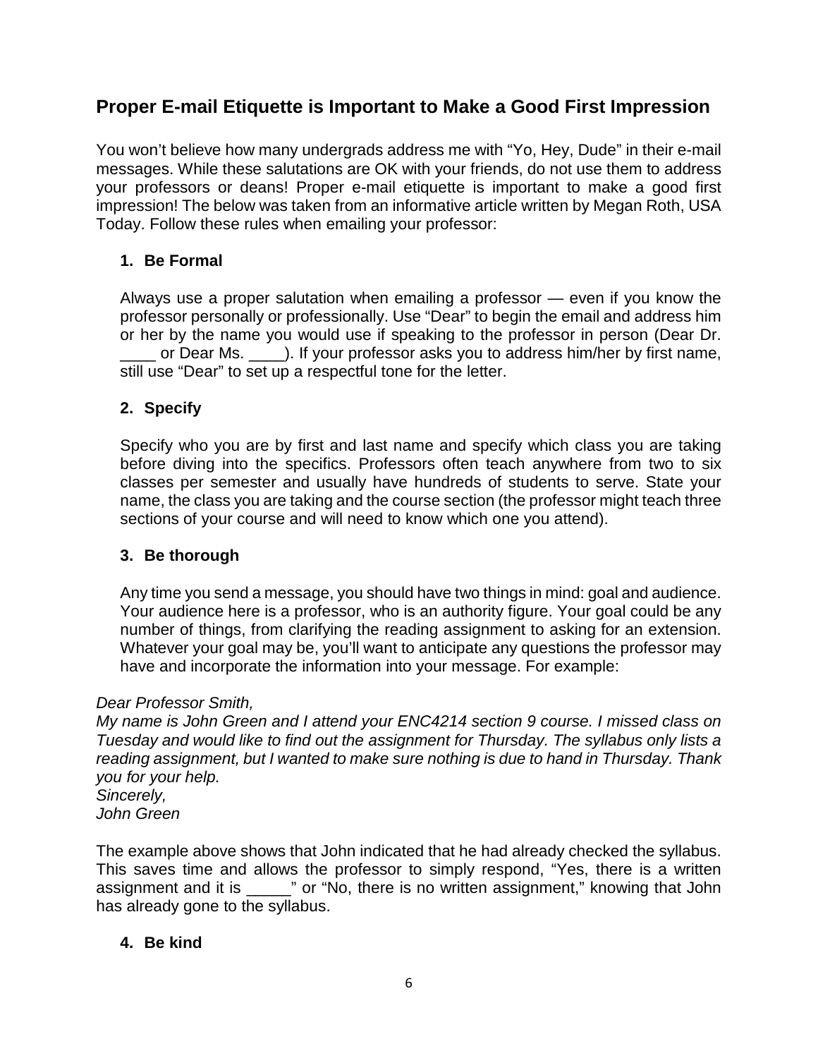## Proper E-mail Etiquette is Important to Make a Good First Impression

You won't believe how many undergrads address me with "Yo, Hey, Dude" in their e-mail messages. While these salutations are OK with your friends, do not use them to address your professors or deans! Proper e-mail etiquette is important to make a good first impression! The below was taken from an informative article written by Megan Roth, USA Today. Follow these rules when emailing your professor:

1. **Be Formal**

   Always use a proper salutation when emailing a professor — even if you know the professor personally or professionally. Use "Dear" to begin the email and address him or her by the name you would use if speaking to the professor in person (Dear Dr. ____ or Dear Ms. ____). If your professor asks you to address him/her by first name, still use "Dear" to set up a respectful tone for the letter.

2. **Specify**

   Specify who you are by first and last name and specify which class you are taking before diving into the specifics. Professors often teach anywhere from two to six classes per semester and usually have hundreds of students to serve. State your name, the class you are taking and the course section (the professor might teach three sections of your course and will need to know which one you attend).

3. **Be thorough**

   Any time you send a message, you should have two things in mind: goal and audience. Your audience here is a professor, who is an authority figure. Your goal could be any number of things, from clarifying the reading assignment to asking for an extension. Whatever your goal may be, you'll want to anticipate any questions the professor may have and incorporate the information into your message. For example:

*Dear Professor Smith,*
*My name is John Green and I attend your ENC4214 section 9 course. I missed class on Tuesday and would like to find out the assignment for Thursday. The syllabus only lists a reading assignment, but I wanted to make sure nothing is due to hand in Thursday. Thank you for your help.*
*Sincerely,*
*John Green*

The example above shows that John indicated that he had already checked the syllabus. This saves time and allows the professor to simply respond, "Yes, there is a written assignment and it is _____" or "No, there is no written assignment," knowing that John has already gone to the syllabus.

4. **Be kind**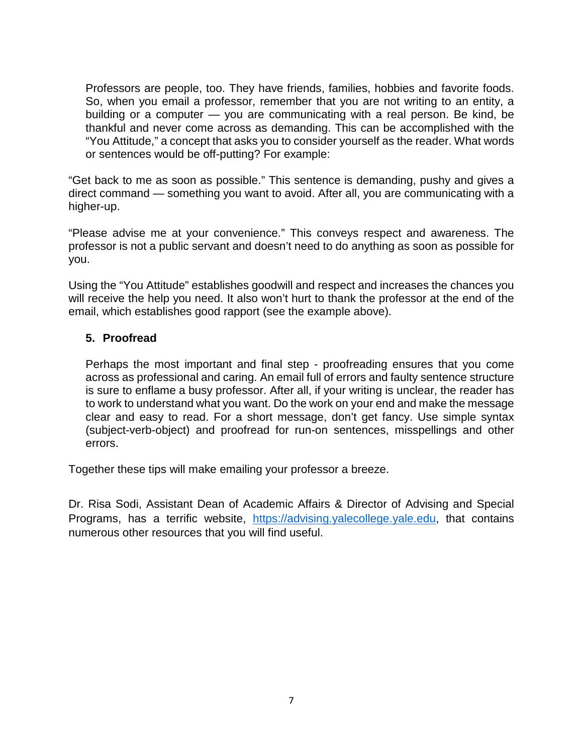Professors are people, too. They have friends, families, hobbies and favorite foods. So, when you email a professor, remember that you are not writing to an entity, a building or a computer — you are communicating with a real person. Be kind, be thankful and never come across as demanding. This can be accomplished with the "You Attitude," a concept that asks you to consider yourself as the reader. What words or sentences would be off-putting? For example:

"Get back to me as soon as possible." This sentence is demanding, pushy and gives a direct command — something you want to avoid. After all, you are communicating with a higher-up.

"Please advise me at your convenience." This conveys respect and awareness. The professor is not a public servant and doesn't need to do anything as soon as possible for you.

Using the "You Attitude" establishes goodwill and respect and increases the chances you will receive the help you need. It also won't hurt to thank the professor at the end of the email, which establishes good rapport (see the example above).

5. **Proofread**

   Perhaps the most important and final step - proofreading ensures that you come across as professional and caring. An email full of errors and faulty sentence structure is sure to enflame a busy professor. After all, if your writing is unclear, the reader has to work to understand what you want. Do the work on your end and make the message clear and easy to read. For a short message, don't get fancy. Use simple syntax (subject-verb-object) and proofread for run-on sentences, misspellings and other errors.

Together these tips will make emailing your professor a breeze.

Dr. Risa Sodi, Assistant Dean of Academic Affairs & Director of Advising and Special Programs, has a terrific website, [https://advising.yalecollege.yale.edu](https://advising.yalecollege.yale.edu), that contains numerous other resources that you will find useful.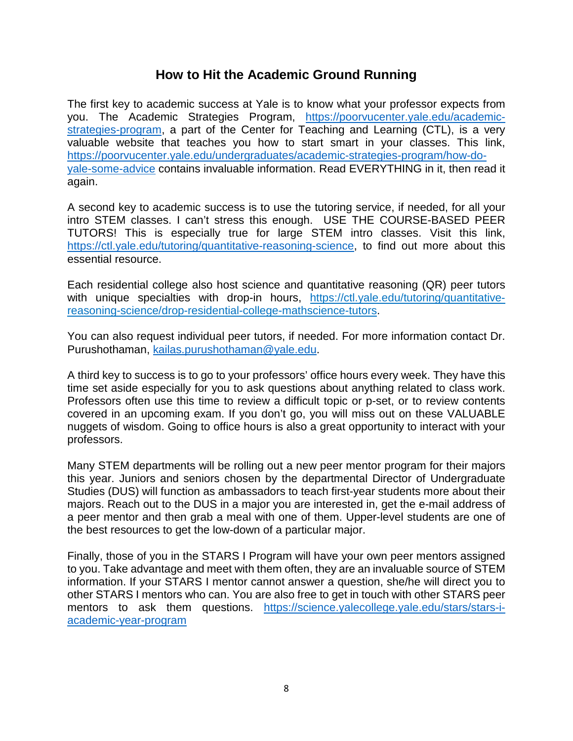## How to Hit the Academic Ground Running

The first key to academic success at Yale is to know what your professor expects from you. The Academic Strategies Program, https://poorvucenter.yale.edu/academic-strategies-program, a part of the Center for Teaching and Learning (CTL), is a very valuable website that teaches you how to start smart in your classes. This link, https://poorvucenter.yale.edu/undergraduates/academic-strategies-program/how-do-yale-some-advice contains invaluable information. Read EVERYTHING in it, then read it again.

A second key to academic success is to use the tutoring service, if needed, for all your intro STEM classes. I can't stress this enough. USE THE COURSE-BASED PEER TUTORS! This is especially true for large STEM intro classes. Visit this link, https://ctl.yale.edu/tutoring/quantitative-reasoning-science, to find out more about this essential resource.

Each residential college also host science and quantitative reasoning (QR) peer tutors with unique specialties with drop-in hours, https://ctl.yale.edu/tutoring/quantitative-reasoning-science/drop-residential-college-mathscience-tutors.

You can also request individual peer tutors, if needed. For more information contact Dr. Purushothaman, kailas.purushothaman@yale.edu.

A third key to success is to go to your professors' office hours every week. They have this time set aside especially for you to ask questions about anything related to class work. Professors often use this time to review a difficult topic or p-set, or to review contents covered in an upcoming exam. If you don't go, you will miss out on these VALUABLE nuggets of wisdom. Going to office hours is also a great opportunity to interact with your professors.

Many STEM departments will be rolling out a new peer mentor program for their majors this year. Juniors and seniors chosen by the departmental Director of Undergraduate Studies (DUS) will function as ambassadors to teach first-year students more about their majors. Reach out to the DUS in a major you are interested in, get the e-mail address of a peer mentor and then grab a meal with one of them. Upper-level students are one of the best resources to get the low-down of a particular major.

Finally, those of you in the STARS I Program will have your own peer mentors assigned to you. Take advantage and meet with them often, they are an invaluable source of STEM information. If your STARS I mentor cannot answer a question, she/he will direct you to other STARS I mentors who can. You are also free to get in touch with other STARS peer mentors to ask them questions. https://science.yalecollege.yale.edu/stars/stars-i-academic-year-program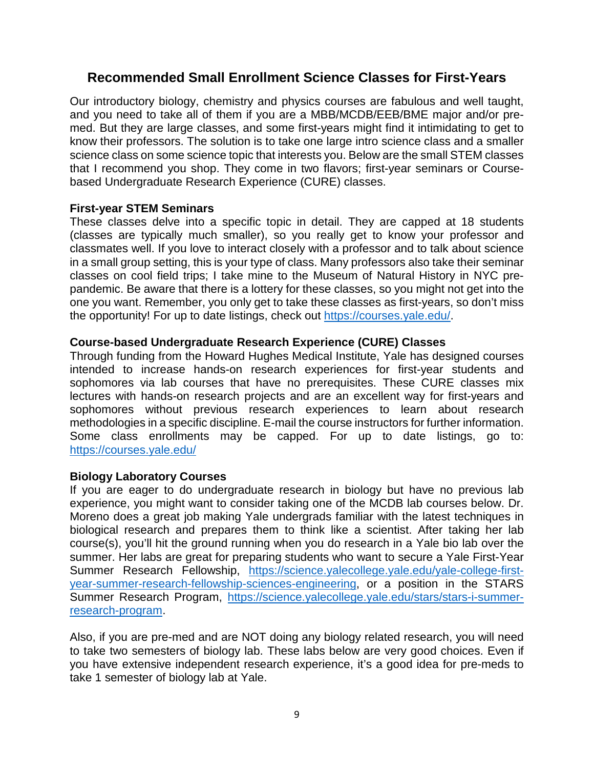## Recommended Small Enrollment Science Classes for First-Years

Our introductory biology, chemistry and physics courses are fabulous and well taught, and you need to take all of them if you are a MBB/MCDB/EEB/BME major and/or pre-med. But they are large classes, and some first-years might find it intimidating to get to know their professors. The solution is to take one large intro science class and a smaller science class on some science topic that interests you. Below are the small STEM classes that I recommend you shop. They come in two flavors; first-year seminars or Course-based Undergraduate Research Experience (CURE) classes.

**First-year STEM Seminars**

These classes delve into a specific topic in detail. They are capped at 18 students (classes are typically much smaller), so you really get to know your professor and classmates well. If you love to interact closely with a professor and to talk about science in a small group setting, this is your type of class. Many professors also take their seminar classes on cool field trips; I take mine to the Museum of Natural History in NYC pre-pandemic. Be aware that there is a lottery for these classes, so you might not get into the one you want. Remember, you only get to take these classes as first-years, so don't miss the opportunity! For up to date listings, check out https://courses.yale.edu/.

**Course-based Undergraduate Research Experience (CURE) Classes**

Through funding from the Howard Hughes Medical Institute, Yale has designed courses intended to increase hands-on research experiences for first-year students and sophomores via lab courses that have no prerequisites. These CURE classes mix lectures with hands-on research projects and are an excellent way for first-years and sophomores without previous research experiences to learn about research methodologies in a specific discipline. E-mail the course instructors for further information. Some class enrollments may be capped. For up to date listings, go to: https://courses.yale.edu/

**Biology Laboratory Courses**

If you are eager to do undergraduate research in biology but have no previous lab experience, you might want to consider taking one of the MCDB lab courses below. Dr. Moreno does a great job making Yale undergrads familiar with the latest techniques in biological research and prepares them to think like a scientist. After taking her lab course(s), you'll hit the ground running when you do research in a Yale bio lab over the summer. Her labs are great for preparing students who want to secure a Yale First-Year Summer Research Fellowship, https://science.yalecollege.yale.edu/yale-college-first-year-summer-research-fellowship-sciences-engineering, or a position in the STARS Summer Research Program, https://science.yalecollege.yale.edu/stars/stars-i-summer-research-program.

Also, if you are pre-med and are NOT doing any biology related research, you will need to take two semesters of biology lab. These labs below are very good choices. Even if you have extensive independent research experience, it's a good idea for pre-meds to take 1 semester of biology lab at Yale.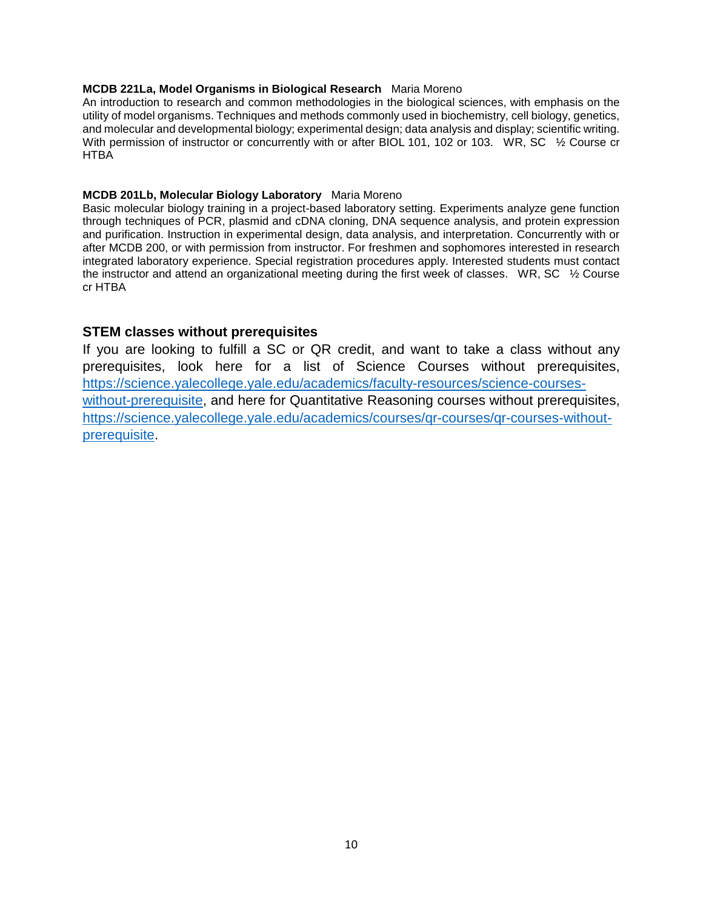**MCDB 221La, Model Organisms in Biological Research** Maria Moreno
An introduction to research and common methodologies in the biological sciences, with emphasis on the utility of model organisms. Techniques and methods commonly used in biochemistry, cell biology, genetics, and molecular and developmental biology; experimental design; data analysis and display; scientific writing. With permission of instructor or concurrently with or after BIOL 101, 102 or 103. WR, SC ½ Course cr HTBA

**MCDB 201Lb, Molecular Biology Laboratory** Maria Moreno
Basic molecular biology training in a project-based laboratory setting. Experiments analyze gene function through techniques of PCR, plasmid and cDNA cloning, DNA sequence analysis, and protein expression and purification. Instruction in experimental design, data analysis, and interpretation. Concurrently with or after MCDB 200, or with permission from instructor. For freshmen and sophomores interested in research integrated laboratory experience. Special registration procedures apply. Interested students must contact the instructor and attend an organizational meeting during the first week of classes. WR, SC ½ Course cr HTBA

## STEM classes without prerequisites

If you are looking to fulfill a SC or QR credit, and want to take a class without any prerequisites, look here for a list of Science Courses without prerequisites, [https://science.yalecollege.yale.edu/academics/faculty-resources/science-courses-without-prerequisite](https://science.yalecollege.yale.edu/academics/faculty-resources/science-courses-without-prerequisite), and here for Quantitative Reasoning courses without prerequisites, [https://science.yalecollege.yale.edu/academics/courses/qr-courses/qr-courses-without-prerequisite](https://science.yalecollege.yale.edu/academics/courses/qr-courses/qr-courses-without-prerequisite).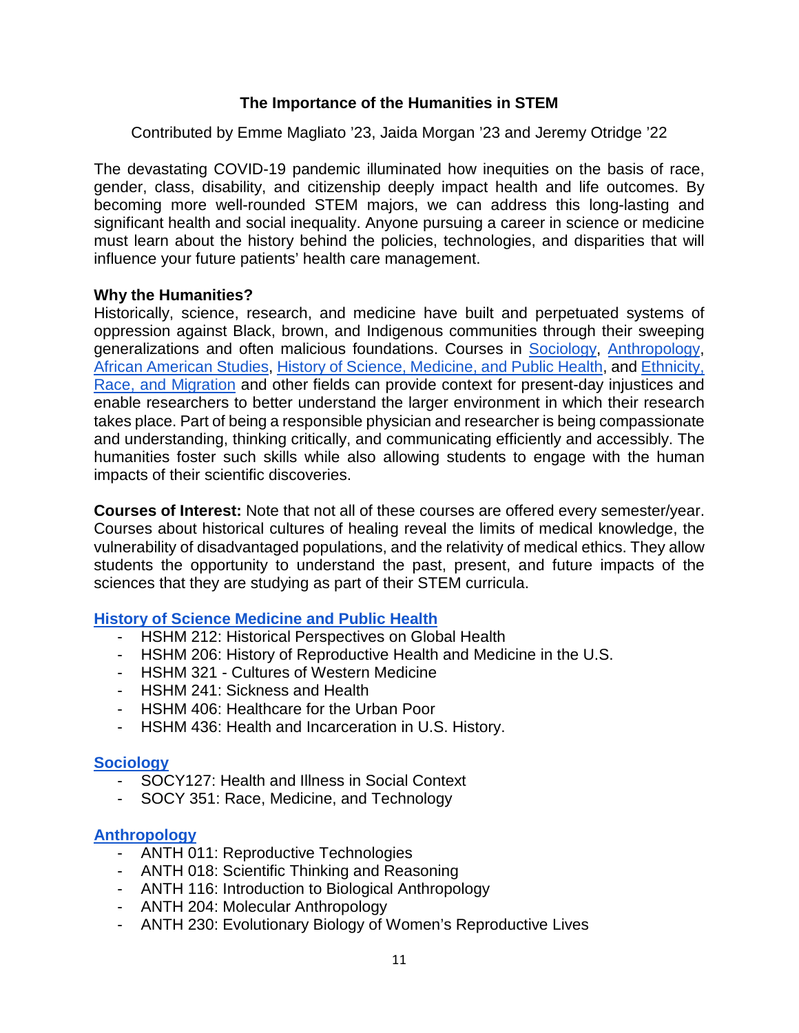## The Importance of the Humanities in STEM

Contributed by Emme Magliato '23, Jaida Morgan '23 and Jeremy Otridge '22

The devastating COVID-19 pandemic illuminated how inequities on the basis of race, gender, class, disability, and citizenship deeply impact health and life outcomes. By becoming more well-rounded STEM majors, we can address this long-lasting and significant health and social inequality. Anyone pursuing a career in science or medicine must learn about the history behind the policies, technologies, and disparities that will influence your future patients' health care management.

**Why the Humanities?**

Historically, science, research, and medicine have built and perpetuated systems of oppression against Black, brown, and Indigenous communities through their sweeping generalizations and often malicious foundations. Courses in Sociology, Anthropology, African American Studies, History of Science, Medicine, and Public Health, and Ethnicity, Race, and Migration and other fields can provide context for present-day injustices and enable researchers to better understand the larger environment in which their research takes place. Part of being a responsible physician and researcher is being compassionate and understanding, thinking critically, and communicating efficiently and accessibly. The humanities foster such skills while also allowing students to engage with the human impacts of their scientific discoveries.

**Courses of Interest:** Note that not all of these courses are offered every semester/year. Courses about historical cultures of healing reveal the limits of medical knowledge, the vulnerability of disadvantaged populations, and the relativity of medical ethics. They allow students the opportunity to understand the past, present, and future impacts of the sciences that they are studying as part of their STEM curricula.

**History of Science Medicine and Public Health**

- HSHM 212: Historical Perspectives on Global Health
- HSHM 206: History of Reproductive Health and Medicine in the U.S.
- HSHM 321 - Cultures of Western Medicine
- HSHM 241: Sickness and Health
- HSHM 406: Healthcare for the Urban Poor
- HSHM 436: Health and Incarceration in U.S. History.

**Sociology**

- SOCY127: Health and Illness in Social Context
- SOCY 351: Race, Medicine, and Technology

**Anthropology**

- ANTH 011: Reproductive Technologies
- ANTH 018: Scientific Thinking and Reasoning
- ANTH 116: Introduction to Biological Anthropology
- ANTH 204: Molecular Anthropology
- ANTH 230: Evolutionary Biology of Women's Reproductive Lives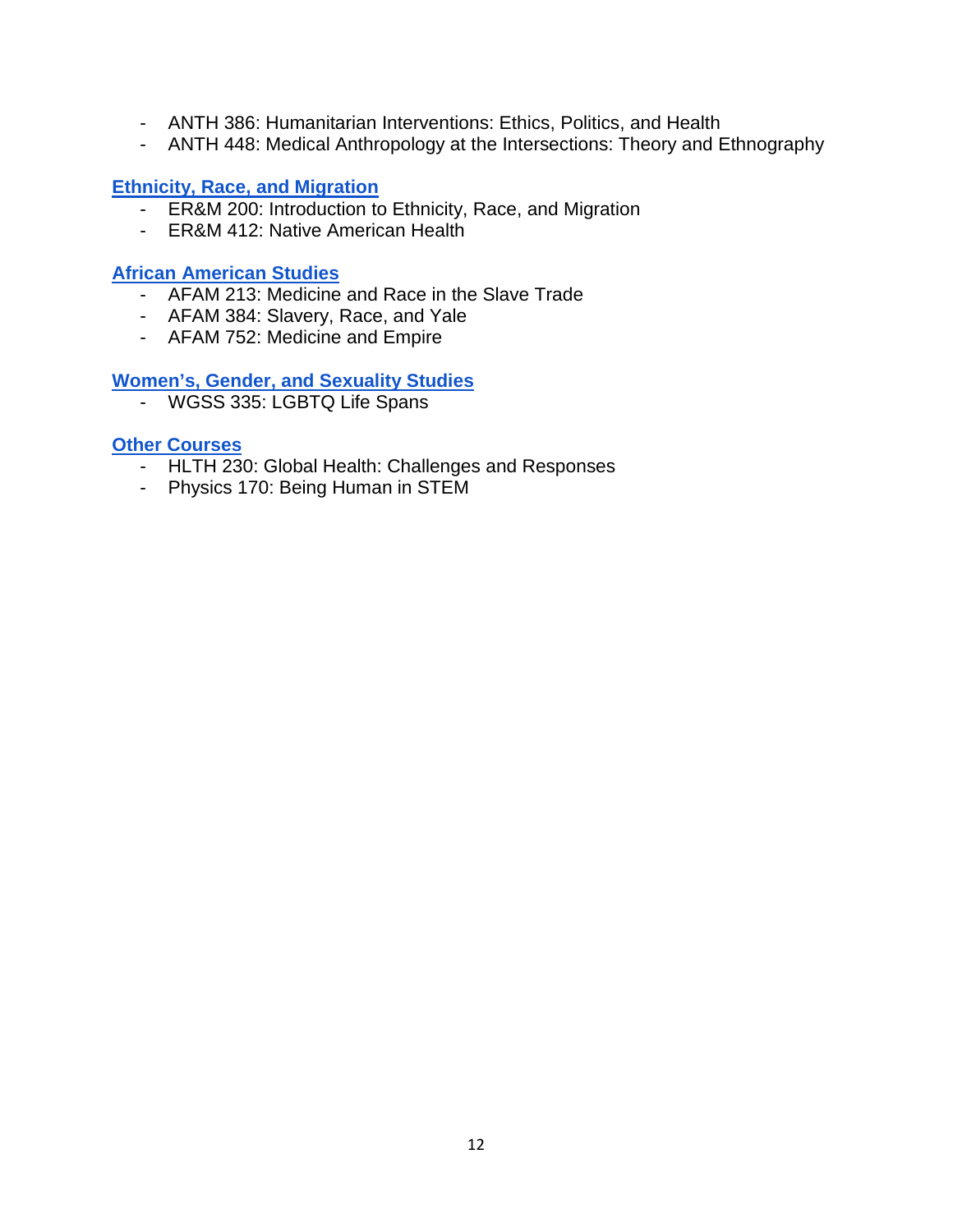- ANTH 386: Humanitarian Interventions: Ethics, Politics, and Health
- ANTH 448: Medical Anthropology at the Intersections: Theory and Ethnography

### Ethnicity, Race, and Migration

- ER&M 200: Introduction to Ethnicity, Race, and Migration
- ER&M 412: Native American Health

### African American Studies

- AFAM 213: Medicine and Race in the Slave Trade
- AFAM 384: Slavery, Race, and Yale
- AFAM 752: Medicine and Empire

### Women's, Gender, and Sexuality Studies

- WGSS 335: LGBTQ Life Spans

### Other Courses

- HLTH 230: Global Health: Challenges and Responses
- Physics 170: Being Human in STEM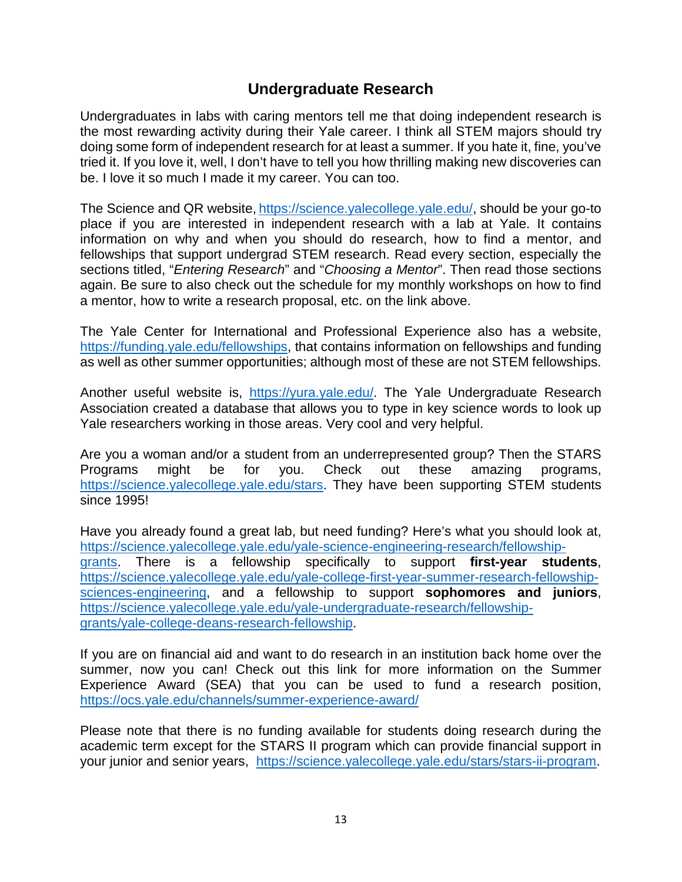## Undergraduate Research

Undergraduates in labs with caring mentors tell me that doing independent research is the most rewarding activity during their Yale career. I think all STEM majors should try doing some form of independent research for at least a summer. If you hate it, fine, you've tried it. If you love it, well, I don't have to tell you how thrilling making new discoveries can be. I love it so much I made it my career. You can too.

The Science and QR website, https://science.yalecollege.yale.edu/, should be your go-to place if you are interested in independent research with a lab at Yale. It contains information on why and when you should do research, how to find a mentor, and fellowships that support undergrad STEM research. Read every section, especially the sections titled, "*Entering Research*" and "*Choosing a Mentor*". Then read those sections again. Be sure to also check out the schedule for my monthly workshops on how to find a mentor, how to write a research proposal, etc. on the link above.

The Yale Center for International and Professional Experience also has a website, https://funding.yale.edu/fellowships, that contains information on fellowships and funding as well as other summer opportunities; although most of these are not STEM fellowships.

Another useful website is, https://yura.yale.edu/. The Yale Undergraduate Research Association created a database that allows you to type in key science words to look up Yale researchers working in those areas. Very cool and very helpful.

Are you a woman and/or a student from an underrepresented group? Then the STARS Programs might be for you. Check out these amazing programs, https://science.yalecollege.yale.edu/stars. They have been supporting STEM students since 1995!

Have you already found a great lab, but need funding? Here's what you should look at, https://science.yalecollege.yale.edu/yale-science-engineering-research/fellowship-grants. There is a fellowship specifically to support **first-year students**, https://science.yalecollege.yale.edu/yale-college-first-year-summer-research-fellowship-sciences-engineering, and a fellowship to support **sophomores and juniors**, https://science.yalecollege.yale.edu/yale-undergraduate-research/fellowship-grants/yale-college-deans-research-fellowship.

If you are on financial aid and want to do research in an institution back home over the summer, now you can! Check out this link for more information on the Summer Experience Award (SEA) that you can be used to fund a research position, https://ocs.yale.edu/channels/summer-experience-award/

Please note that there is no funding available for students doing research during the academic term except for the STARS II program which can provide financial support in your junior and senior years, https://science.yalecollege.yale.edu/stars/stars-ii-program.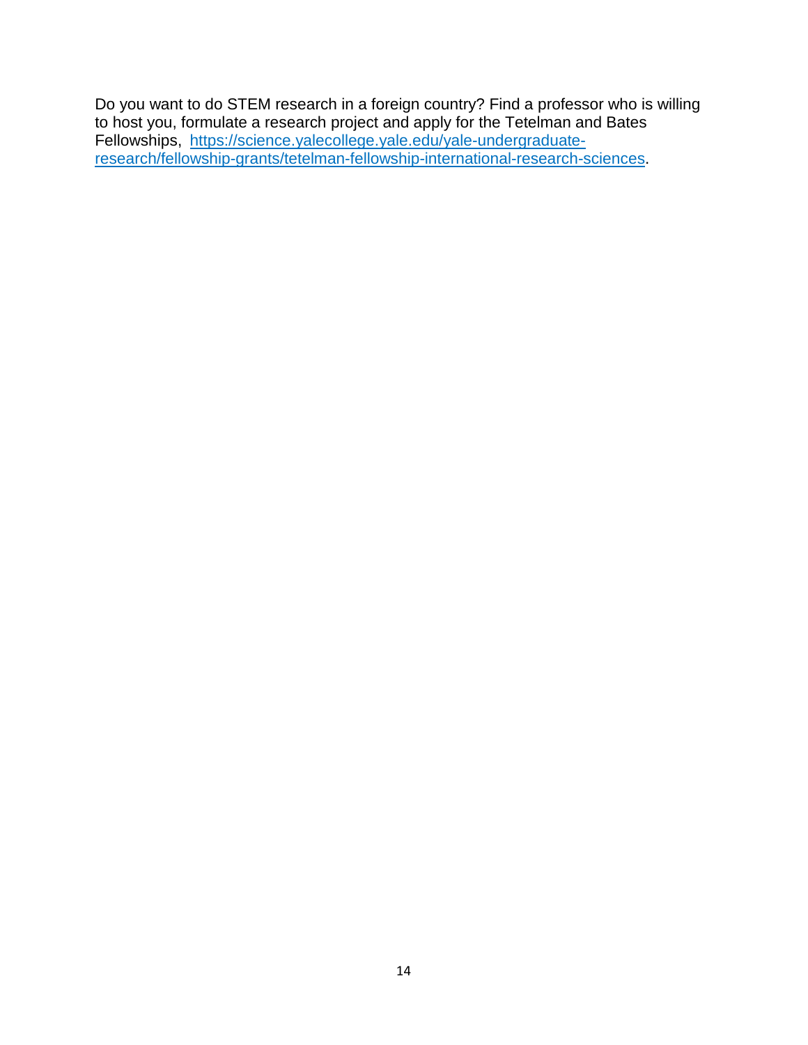Do you want to do STEM research in a foreign country? Find a professor who is willing to host you, formulate a research project and apply for the Tetelman and Bates Fellowships, [https://science.yalecollege.yale.edu/yale-undergraduate-research/fellowship-grants/tetelman-fellowship-international-research-sciences](https://science.yalecollege.yale.edu/yale-undergraduate-research/fellowship-grants/tetelman-fellowship-international-research-sciences).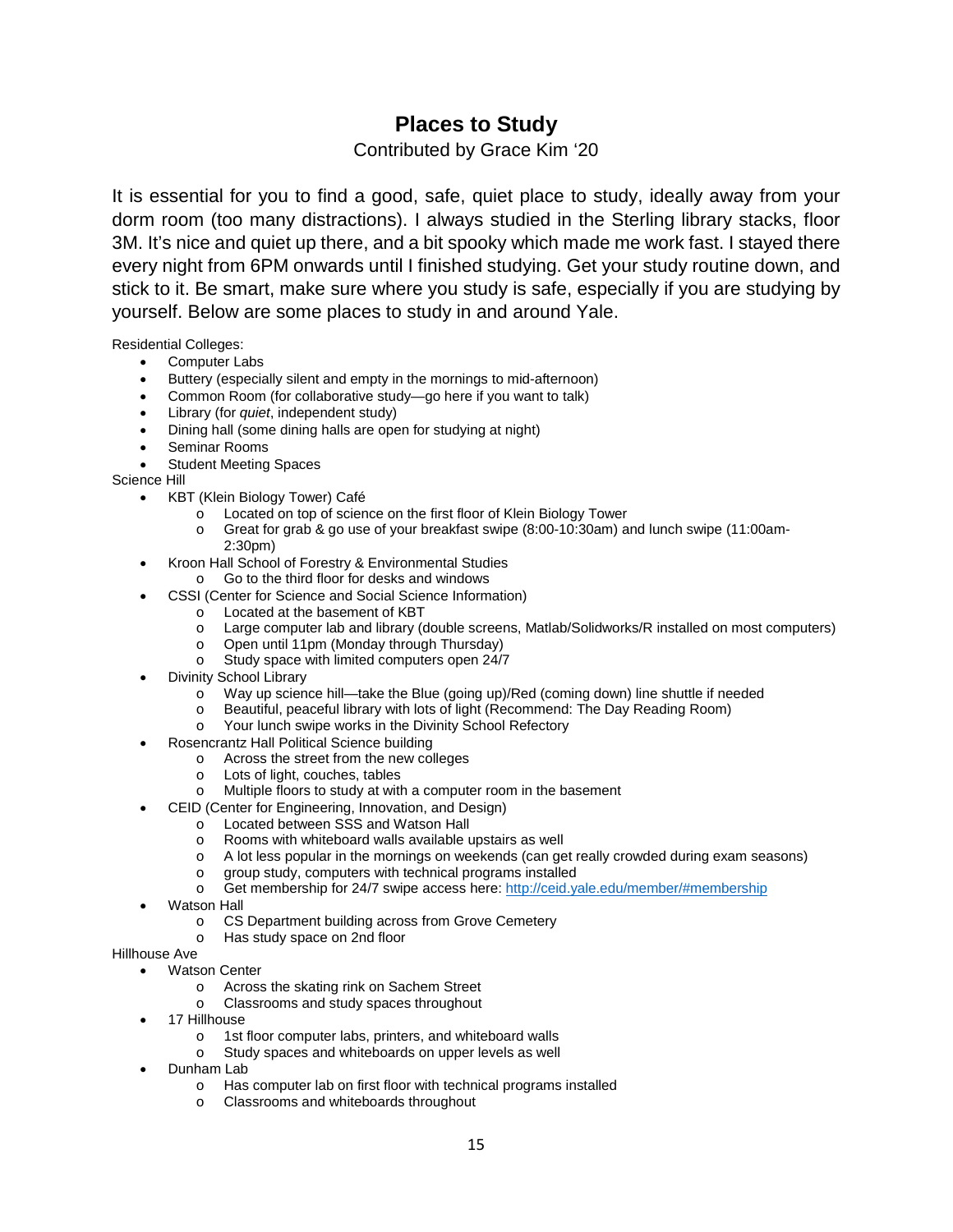# Places to Study

Contributed by Grace Kim '20

It is essential for you to find a good, safe, quiet place to study, ideally away from your dorm room (too many distractions). I always studied in the Sterling library stacks, floor 3M. It's nice and quiet up there, and a bit spooky which made me work fast. I stayed there every night from 6PM onwards until I finished studying. Get your study routine down, and stick to it. Be smart, make sure where you study is safe, especially if you are studying by yourself. Below are some places to study in and around Yale.

Residential Colleges:

- Computer Labs
- Buttery (especially silent and empty in the mornings to mid-afternoon)
- Common Room (for collaborative study—go here if you want to talk)
- Library (for *quiet*, independent study)
- Dining hall (some dining halls are open for studying at night)
- Seminar Rooms
- Student Meeting Spaces

Science Hill

- KBT (Klein Biology Tower) Café
    - Located on top of science on the first floor of Klein Biology Tower
    - Great for grab & go use of your breakfast swipe (8:00-10:30am) and lunch swipe (11:00am-2:30pm)
- Kroon Hall School of Forestry & Environmental Studies
    - Go to the third floor for desks and windows
- CSSI (Center for Science and Social Science Information)
    - Located at the basement of KBT
    - Large computer lab and library (double screens, Matlab/Solidworks/R installed on most computers)
    - Open until 11pm (Monday through Thursday)
    - Study space with limited computers open 24/7
- Divinity School Library
    - Way up science hill—take the Blue (going up)/Red (coming down) line shuttle if needed
    - Beautiful, peaceful library with lots of light (Recommend: The Day Reading Room)
    - Your lunch swipe works in the Divinity School Refectory
- Rosencrantz Hall Political Science building
    - Across the street from the new colleges
    - Lots of light, couches, tables
    - Multiple floors to study at with a computer room in the basement
- CEID (Center for Engineering, Innovation, and Design)
    - Located between SSS and Watson Hall
    - Rooms with whiteboard walls available upstairs as well
    - A lot less popular in the mornings on weekends (can get really crowded during exam seasons)
    - group study, computers with technical programs installed
    - Get membership for 24/7 swipe access here: [http://ceid.yale.edu/member/#membership](http://ceid.yale.edu/member/#membership)
- Watson Hall
    - CS Department building across from Grove Cemetery
    - Has study space on 2nd floor

Hillhouse Ave

- Watson Center
    - Across the skating rink on Sachem Street
    - Classrooms and study spaces throughout
- 17 Hillhouse
    - 1st floor computer labs, printers, and whiteboard walls
    - Study spaces and whiteboards on upper levels as well
- Dunham Lab
    - Has computer lab on first floor with technical programs installed
    - Classrooms and whiteboards throughout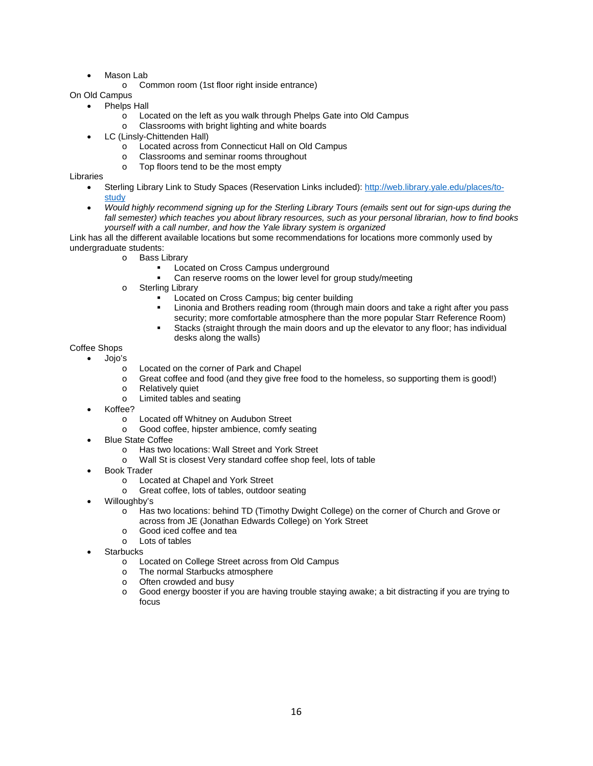- Mason Lab
    - Common room (1st floor right inside entrance)

On Old Campus

- Phelps Hall
    - Located on the left as you walk through Phelps Gate into Old Campus
    - Classrooms with bright lighting and white boards
- LC (Linsly-Chittenden Hall)
    - Located across from Connecticut Hall on Old Campus
    - Classrooms and seminar rooms throughout
    - Top floors tend to be the most empty

Libraries

- Sterling Library Link to Study Spaces (Reservation Links included): [http://web.library.yale.edu/places/to-study](http://web.library.yale.edu/places/to-study)
- *Would highly recommend signing up for the Sterling Library Tours (emails sent out for sign-ups during the fall semester) which teaches you about library resources, such as your personal librarian, how to find books yourself with a call number, and how the Yale library system is organized*

Link has all the different available locations but some recommendations for locations more commonly used by undergraduate students:

- Bass Library
    - Located on Cross Campus underground
    - Can reserve rooms on the lower level for group study/meeting
- Sterling Library
    - Located on Cross Campus; big center building
    - Linonia and Brothers reading room (through main doors and take a right after you pass security; more comfortable atmosphere than the more popular Starr Reference Room)
    - Stacks (straight through the main doors and up the elevator to any floor; has individual desks along the walls)

Coffee Shops

- Jojo's
    - Located on the corner of Park and Chapel
    - Great coffee and food (and they give free food to the homeless, so supporting them is good!)
    - Relatively quiet
    - Limited tables and seating
- Koffee?
    - Located off Whitney on Audubon Street
    - Good coffee, hipster ambience, comfy seating
- Blue State Coffee
    - Has two locations: Wall Street and York Street
    - Wall St is closest Very standard coffee shop feel, lots of table
- Book Trader
    - Located at Chapel and York Street
    - Great coffee, lots of tables, outdoor seating
- Willoughby's
    - Has two locations: behind TD (Timothy Dwight College) on the corner of Church and Grove or across from JE (Jonathan Edwards College) on York Street
    - Good iced coffee and tea
    - Lots of tables
- Starbucks
    - Located on College Street across from Old Campus
    - The normal Starbucks atmosphere
    - Often crowded and busy
    - Good energy booster if you are having trouble staying awake; a bit distracting if you are trying to focus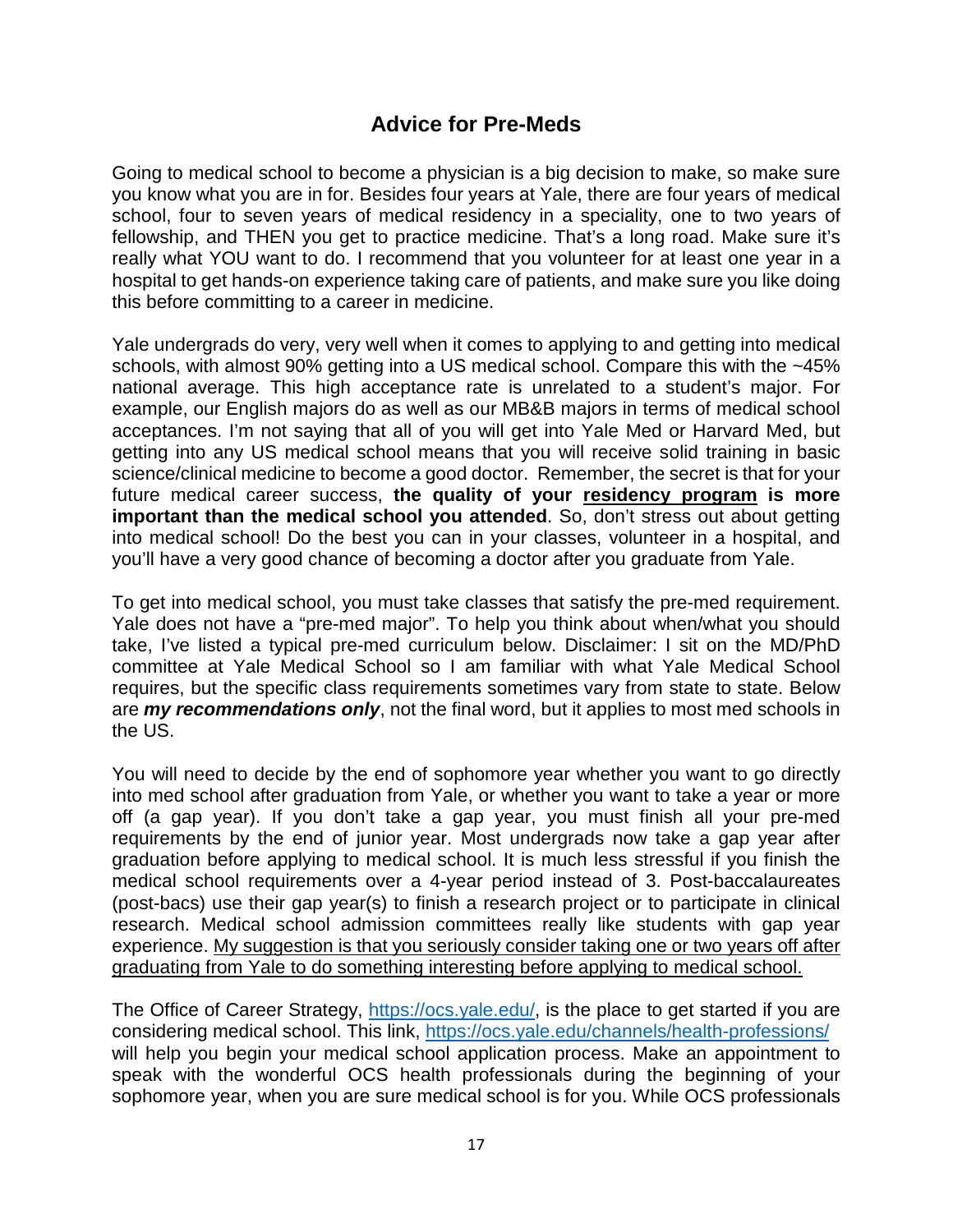## Advice for Pre-Meds

Going to medical school to become a physician is a big decision to make, so make sure you know what you are in for. Besides four years at Yale, there are four years of medical school, four to seven years of medical residency in a speciality, one to two years of fellowship, and THEN you get to practice medicine. That's a long road. Make sure it's really what YOU want to do. I recommend that you volunteer for at least one year in a hospital to get hands-on experience taking care of patients, and make sure you like doing this before committing to a career in medicine.

Yale undergrads do very, very well when it comes to applying to and getting into medical schools, with almost 90% getting into a US medical school. Compare this with the ~45% national average. This high acceptance rate is unrelated to a student's major. For example, our English majors do as well as our MB&B majors in terms of medical school acceptances. I'm not saying that all of you will get into Yale Med or Harvard Med, but getting into any US medical school means that you will receive solid training in basic science/clinical medicine to become a good doctor. Remember, the secret is that for your future medical career success, **the quality of your <u>residency program</u> is more important than the medical school you attended**. So, don't stress out about getting into medical school! Do the best you can in your classes, volunteer in a hospital, and you'll have a very good chance of becoming a doctor after you graduate from Yale.

To get into medical school, you must take classes that satisfy the pre-med requirement. Yale does not have a "pre-med major". To help you think about when/what you should take, I've listed a typical pre-med curriculum below. Disclaimer: I sit on the MD/PhD committee at Yale Medical School so I am familiar with what Yale Medical School requires, but the specific class requirements sometimes vary from state to state. Below are ***my recommendations only***, not the final word, but it applies to most med schools in the US.

You will need to decide by the end of sophomore year whether you want to go directly into med school after graduation from Yale, or whether you want to take a year or more off (a gap year). If you don't take a gap year, you must finish all your pre-med requirements by the end of junior year. Most undergrads now take a gap year after graduation before applying to medical school. It is much less stressful if you finish the medical school requirements over a 4-year period instead of 3. Post-baccalaureates (post-bacs) use their gap year(s) to finish a research project or to participate in clinical research. Medical school admission committees really like students with gap year experience. <u>My suggestion is that you seriously consider taking one or two years off after graduating from Yale to do something interesting before applying to medical school.</u>

The Office of Career Strategy, https://ocs.yale.edu/, is the place to get started if you are considering medical school. This link, https://ocs.yale.edu/channels/health-professions/ will help you begin your medical school application process. Make an appointment to speak with the wonderful OCS health professionals during the beginning of your sophomore year, when you are sure medical school is for you. While OCS professionals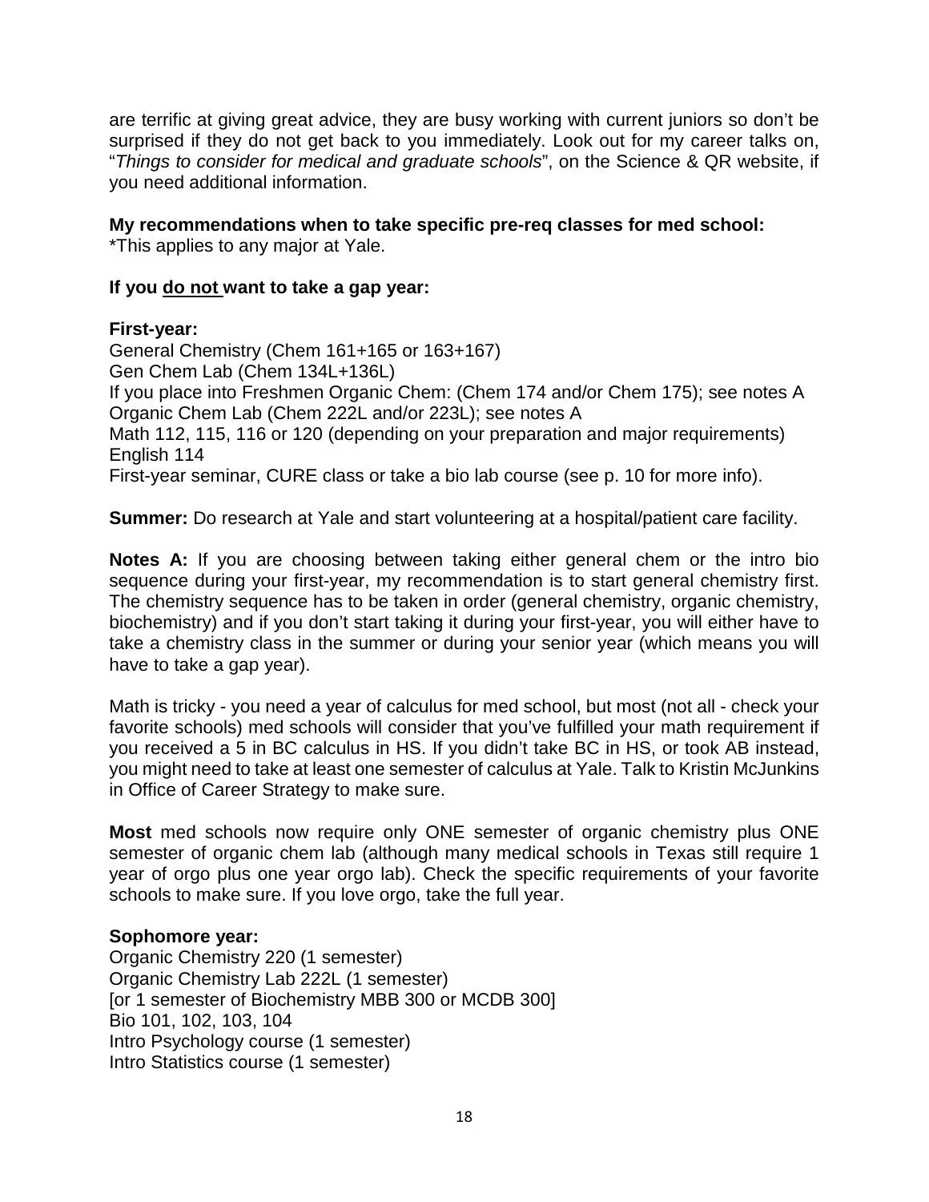are terrific at giving great advice, they are busy working with current juniors so don't be surprised if they do not get back to you immediately. Look out for my career talks on, "*Things to consider for medical and graduate schools*", on the Science & QR website, if you need additional information.

**My recommendations when to take specific pre-req classes for med school:**
*This applies to any major at Yale.

**If you <u>do not</u> want to take a gap year:**

**First-year:**
General Chemistry (Chem 161+165 or 163+167)
Gen Chem Lab (Chem 134L+136L)
If you place into Freshmen Organic Chem: (Chem 174 and/or Chem 175); see notes A
Organic Chem Lab (Chem 222L and/or 223L); see notes A
Math 112, 115, 116 or 120 (depending on your preparation and major requirements)
English 114
First-year seminar, CURE class or take a bio lab course (see p. 10 for more info).

**Summer:** Do research at Yale and start volunteering at a hospital/patient care facility.

**Notes A:** If you are choosing between taking either general chem or the intro bio sequence during your first-year, my recommendation is to start general chemistry first. The chemistry sequence has to be taken in order (general chemistry, organic chemistry, biochemistry) and if you don't start taking it during your first-year, you will either have to take a chemistry class in the summer or during your senior year (which means you will have to take a gap year).

Math is tricky - you need a year of calculus for med school, but most (not all - check your favorite schools) med schools will consider that you've fulfilled your math requirement if you received a 5 in BC calculus in HS. If you didn't take BC in HS, or took AB instead, you might need to take at least one semester of calculus at Yale. Talk to Kristin McJunkins in Office of Career Strategy to make sure.

**Most** med schools now require only ONE semester of organic chemistry plus ONE semester of organic chem lab (although many medical schools in Texas still require 1 year of orgo plus one year orgo lab). Check the specific requirements of your favorite schools to make sure. If you love orgo, take the full year.

**Sophomore year:**
Organic Chemistry 220 (1 semester)
Organic Chemistry Lab 222L (1 semester)
[or 1 semester of Biochemistry MBB 300 or MCDB 300]
Bio 101, 102, 103, 104
Intro Psychology course (1 semester)
Intro Statistics course (1 semester)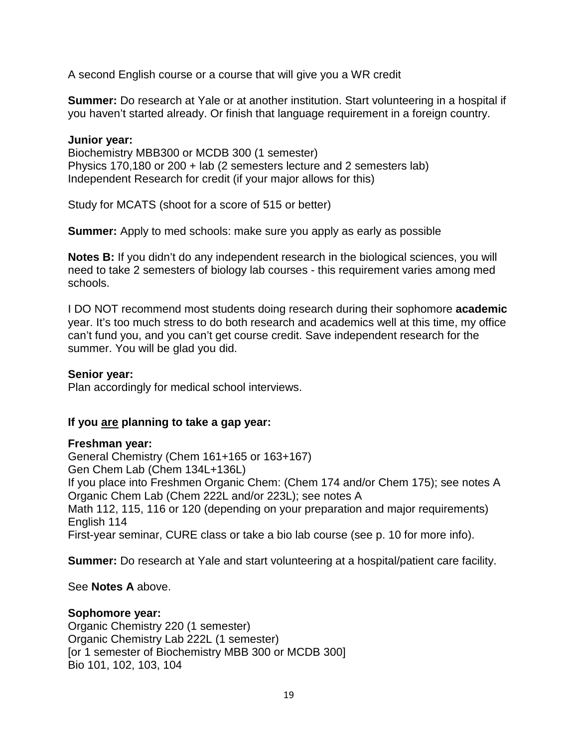A second English course or a course that will give you a WR credit

**Summer:** Do research at Yale or at another institution. Start volunteering in a hospital if you haven't started already. Or finish that language requirement in a foreign country.

**Junior year:**
Biochemistry MBB300 or MCDB 300 (1 semester)
Physics 170,180 or 200 + lab (2 semesters lecture and 2 semesters lab)
Independent Research for credit (if your major allows for this)

Study for MCATS (shoot for a score of 515 or better)

**Summer:** Apply to med schools: make sure you apply as early as possible

**Notes B:** If you didn't do any independent research in the biological sciences, you will need to take 2 semesters of biology lab courses - this requirement varies among med schools.

I DO NOT recommend most students doing research during their sophomore **academic** year. It's too much stress to do both research and academics well at this time, my office can't fund you, and you can't get course credit. Save independent research for the summer. You will be glad you did.

**Senior year:**
Plan accordingly for medical school interviews.

### If you <u>are</u> planning to take a gap year:

**Freshman year:**
General Chemistry (Chem 161+165 or 163+167)
Gen Chem Lab (Chem 134L+136L)
If you place into Freshmen Organic Chem: (Chem 174 and/or Chem 175); see notes A
Organic Chem Lab (Chem 222L and/or 223L); see notes A
Math 112, 115, 116 or 120 (depending on your preparation and major requirements)
English 114
First-year seminar, CURE class or take a bio lab course (see p. 10 for more info).

**Summer:** Do research at Yale and start volunteering at a hospital/patient care facility.

See **Notes A** above.

**Sophomore year:**
Organic Chemistry 220 (1 semester)
Organic Chemistry Lab 222L (1 semester)
[or 1 semester of Biochemistry MBB 300 or MCDB 300]
Bio 101, 102, 103, 104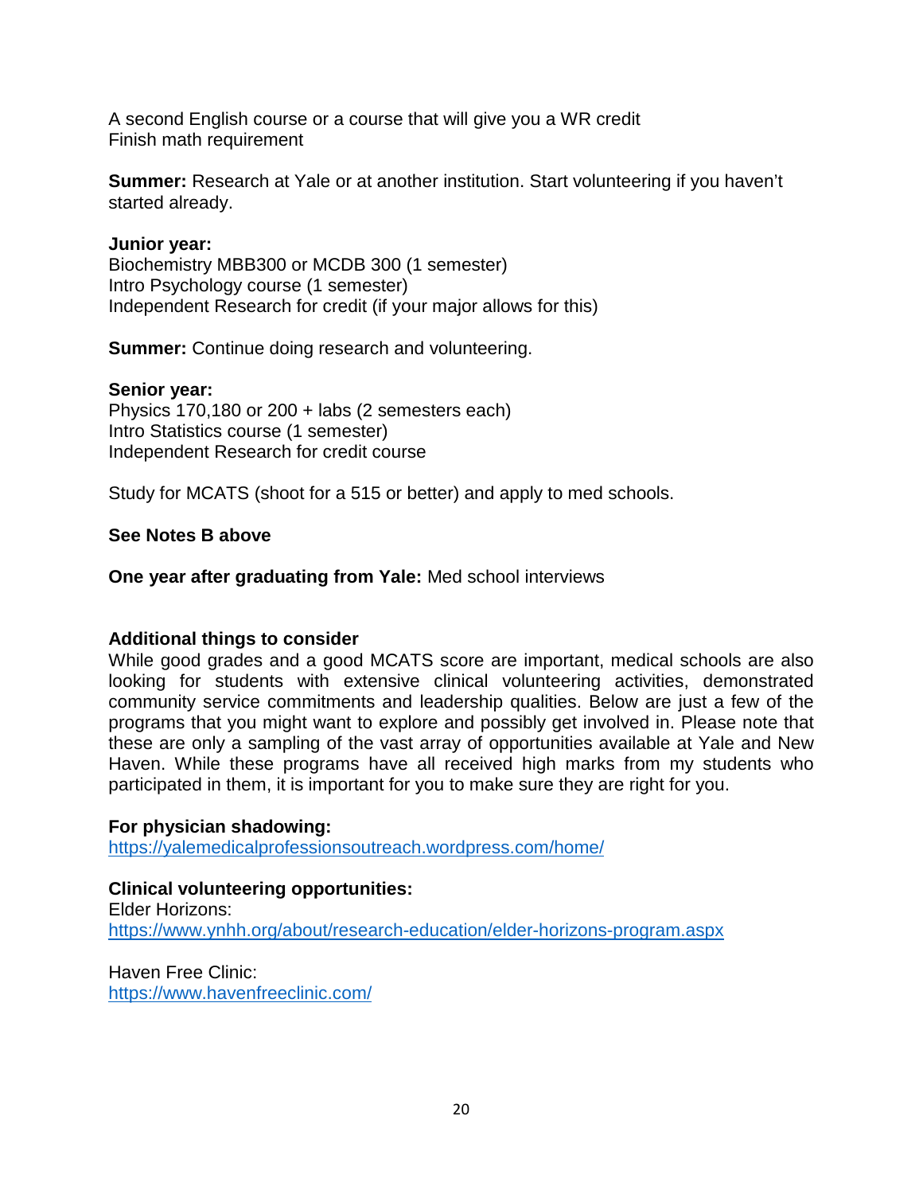A second English course or a course that will give you a WR credit
Finish math requirement

**Summer:** Research at Yale or at another institution. Start volunteering if you haven't started already.

**Junior year:**
Biochemistry MBB300 or MCDB 300 (1 semester)
Intro Psychology course (1 semester)
Independent Research for credit (if your major allows for this)

**Summer:** Continue doing research and volunteering.

**Senior year:**
Physics 170,180 or 200 + labs (2 semesters each)
Intro Statistics course (1 semester)
Independent Research for credit course

Study for MCATS (shoot for a 515 or better) and apply to med schools.

**See Notes B above**

**One year after graduating from Yale:** Med school interviews

**Additional things to consider**
While good grades and a good MCATS score are important, medical schools are also looking for students with extensive clinical volunteering activities, demonstrated community service commitments and leadership qualities. Below are just a few of the programs that you might want to explore and possibly get involved in. Please note that these are only a sampling of the vast array of opportunities available at Yale and New Haven. While these programs have all received high marks from my students who participated in them, it is important for you to make sure they are right for you.

**For physician shadowing:**
https://yalemedicalprofessionsoutreach.wordpress.com/home/

**Clinical volunteering opportunities:**
Elder Horizons:
https://www.ynhh.org/about/research-education/elder-horizons-program.aspx

Haven Free Clinic:
https://www.havenfreeclinic.com/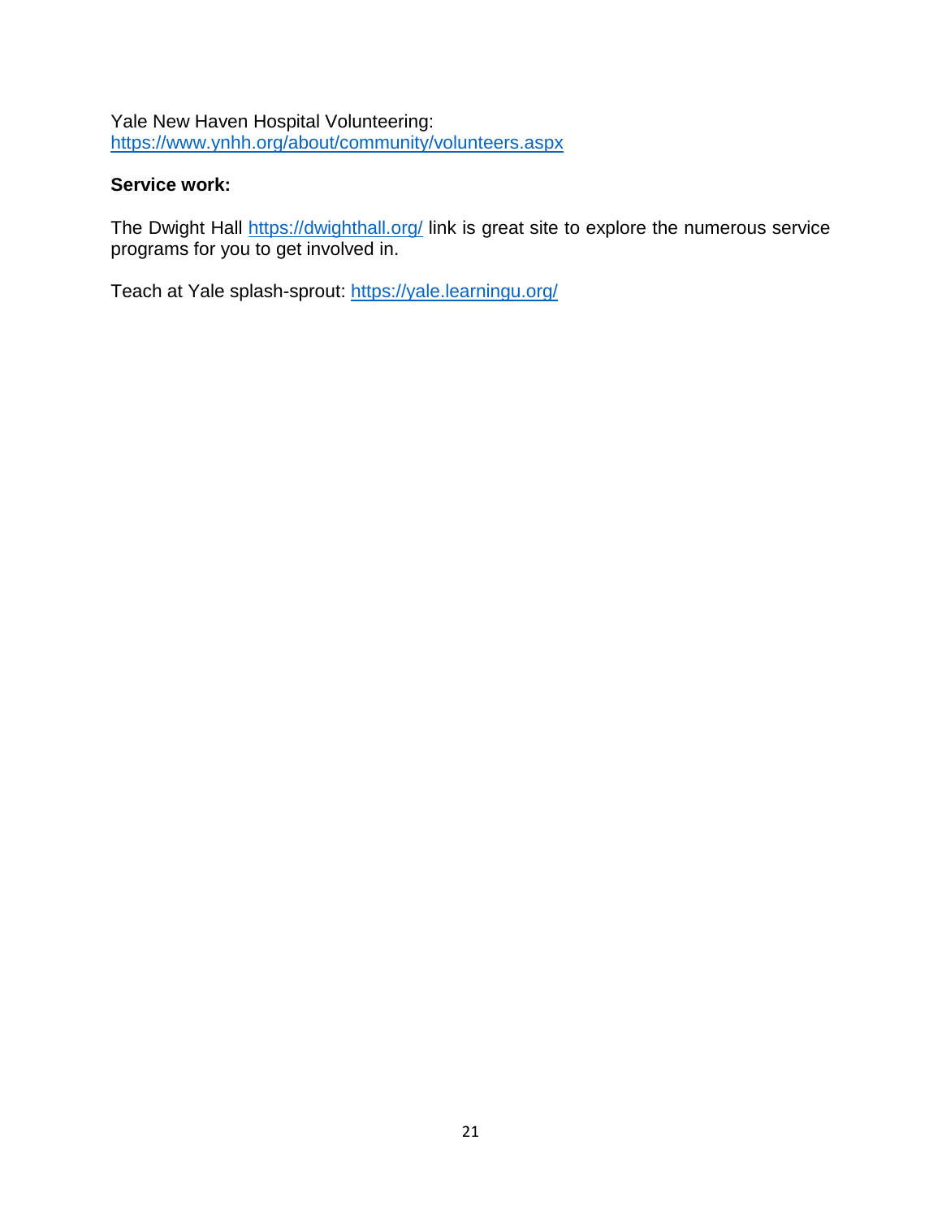Yale New Haven Hospital Volunteering:
https://www.ynhh.org/about/community/volunteers.aspx

**Service work:**

The Dwight Hall https://dwighthall.org/ link is great site to explore the numerous service programs for you to get involved in.

Teach at Yale splash-sprout: https://yale.learningu.org/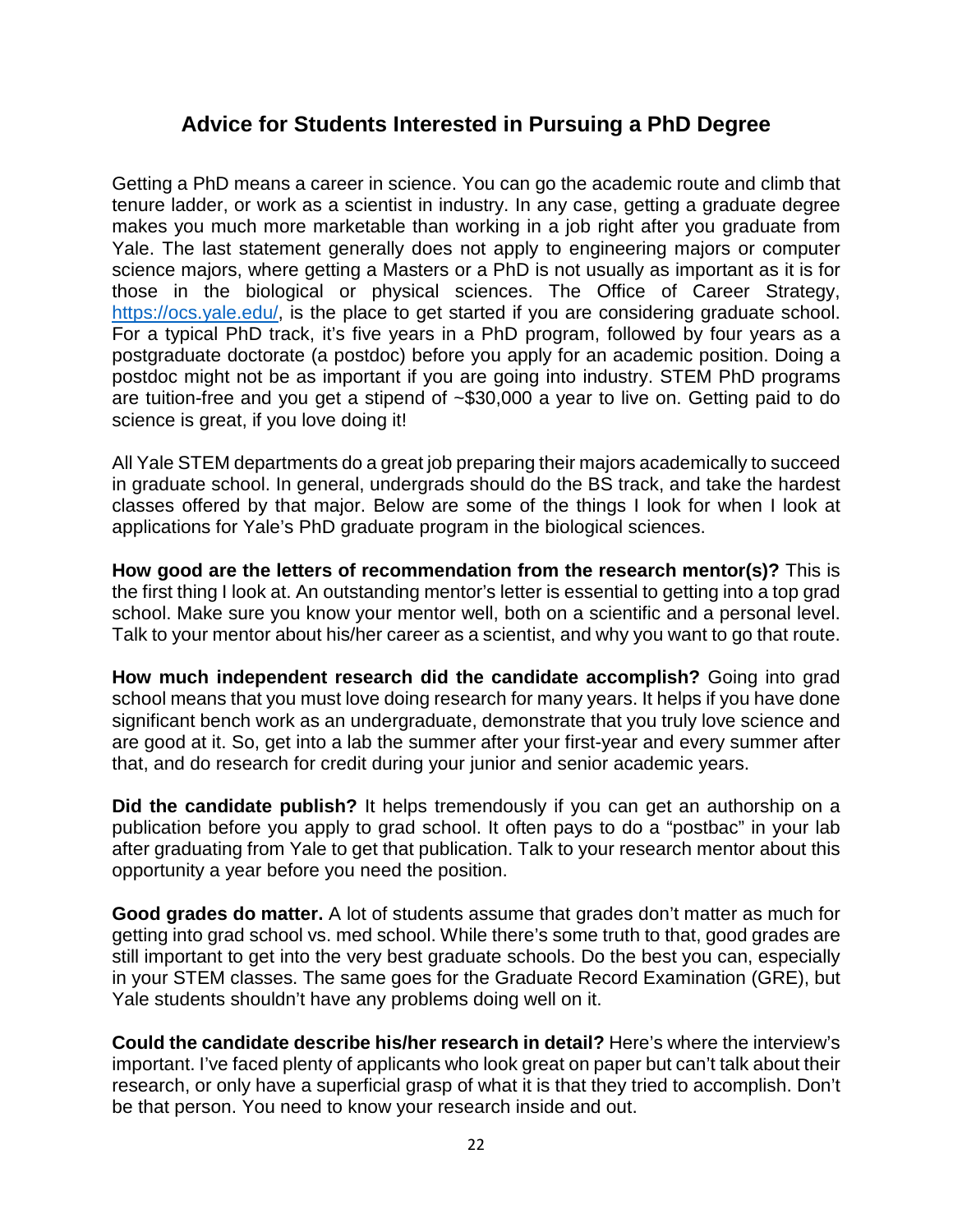## Advice for Students Interested in Pursuing a PhD Degree

Getting a PhD means a career in science. You can go the academic route and climb that tenure ladder, or work as a scientist in industry. In any case, getting a graduate degree makes you much more marketable than working in a job right after you graduate from Yale. The last statement generally does not apply to engineering majors or computer science majors, where getting a Masters or a PhD is not usually as important as it is for those in the biological or physical sciences. The Office of Career Strategy, https://ocs.yale.edu/, is the place to get started if you are considering graduate school. For a typical PhD track, it's five years in a PhD program, followed by four years as a postgraduate doctorate (a postdoc) before you apply for an academic position. Doing a postdoc might not be as important if you are going into industry. STEM PhD programs are tuition-free and you get a stipend of ~$30,000 a year to live on. Getting paid to do science is great, if you love doing it!

All Yale STEM departments do a great job preparing their majors academically to succeed in graduate school. In general, undergrads should do the BS track, and take the hardest classes offered by that major. Below are some of the things I look for when I look at applications for Yale's PhD graduate program in the biological sciences.

**How good are the letters of recommendation from the research mentor(s)?** This is the first thing I look at. An outstanding mentor's letter is essential to getting into a top grad school. Make sure you know your mentor well, both on a scientific and a personal level. Talk to your mentor about his/her career as a scientist, and why you want to go that route.

**How much independent research did the candidate accomplish?** Going into grad school means that you must love doing research for many years. It helps if you have done significant bench work as an undergraduate, demonstrate that you truly love science and are good at it. So, get into a lab the summer after your first-year and every summer after that, and do research for credit during your junior and senior academic years.

**Did the candidate publish?** It helps tremendously if you can get an authorship on a publication before you apply to grad school. It often pays to do a "postbac" in your lab after graduating from Yale to get that publication. Talk to your research mentor about this opportunity a year before you need the position.

**Good grades do matter.** A lot of students assume that grades don't matter as much for getting into grad school vs. med school. While there's some truth to that, good grades are still important to get into the very best graduate schools. Do the best you can, especially in your STEM classes. The same goes for the Graduate Record Examination (GRE), but Yale students shouldn't have any problems doing well on it.

**Could the candidate describe his/her research in detail?** Here's where the interview's important. I've faced plenty of applicants who look great on paper but can't talk about their research, or only have a superficial grasp of what it is that they tried to accomplish. Don't be that person. You need to know your research inside and out.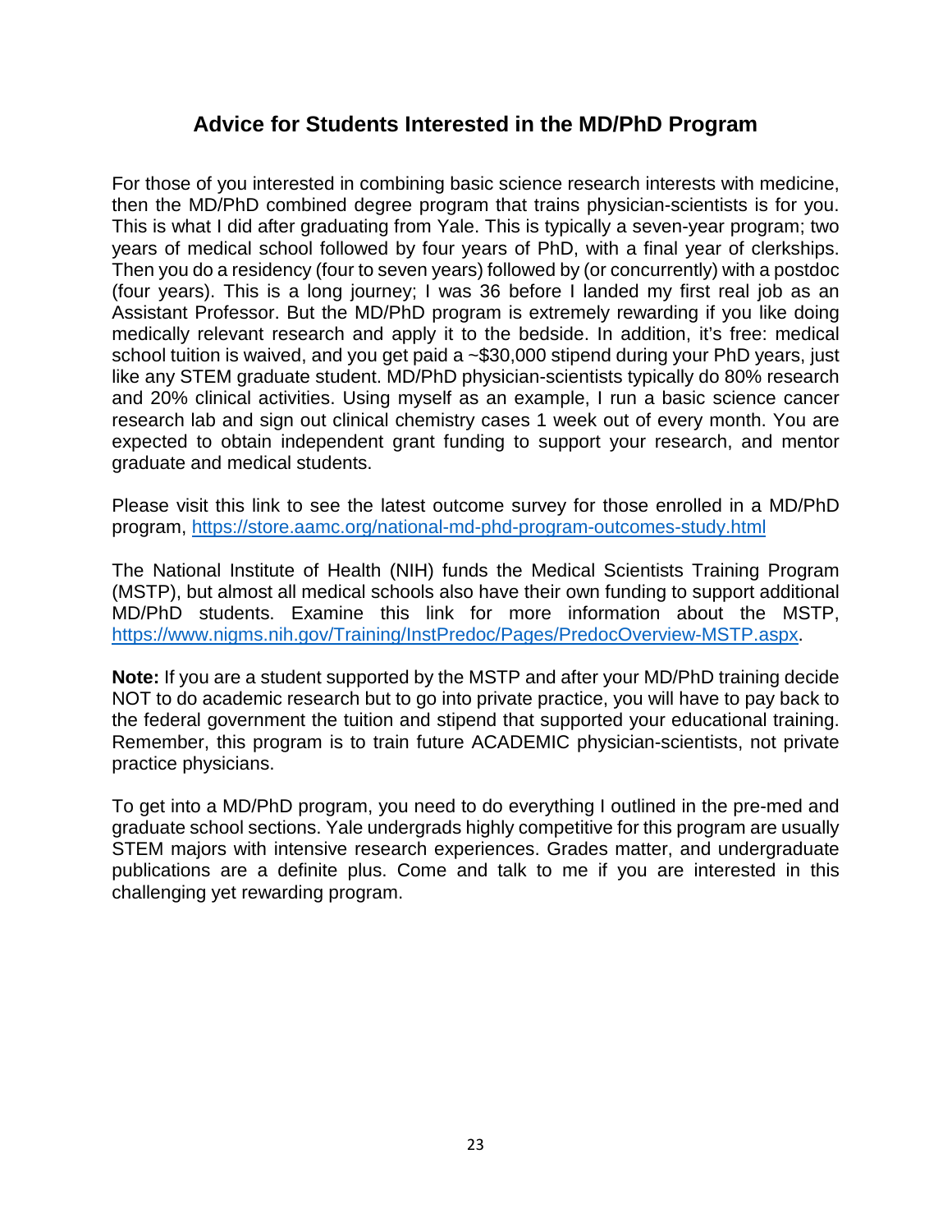## Advice for Students Interested in the MD/PhD Program

For those of you interested in combining basic science research interests with medicine, then the MD/PhD combined degree program that trains physician-scientists is for you. This is what I did after graduating from Yale. This is typically a seven-year program; two years of medical school followed by four years of PhD, with a final year of clerkships. Then you do a residency (four to seven years) followed by (or concurrently) with a postdoc (four years). This is a long journey; I was 36 before I landed my first real job as an Assistant Professor. But the MD/PhD program is extremely rewarding if you like doing medically relevant research and apply it to the bedside. In addition, it's free: medical school tuition is waived, and you get paid a ~$30,000 stipend during your PhD years, just like any STEM graduate student. MD/PhD physician-scientists typically do 80% research and 20% clinical activities. Using myself as an example, I run a basic science cancer research lab and sign out clinical chemistry cases 1 week out of every month. You are expected to obtain independent grant funding to support your research, and mentor graduate and medical students.

Please visit this link to see the latest outcome survey for those enrolled in a MD/PhD program, [https://store.aamc.org/national-md-phd-program-outcomes-study.html](https://store.aamc.org/national-md-phd-program-outcomes-study.html)

The National Institute of Health (NIH) funds the Medical Scientists Training Program (MSTP), but almost all medical schools also have their own funding to support additional MD/PhD students. Examine this link for more information about the MSTP, [https://www.nigms.nih.gov/Training/InstPredoc/Pages/PredocOverview-MSTP.aspx](https://www.nigms.nih.gov/Training/InstPredoc/Pages/PredocOverview-MSTP.aspx).

**Note:** If you are a student supported by the MSTP and after your MD/PhD training decide NOT to do academic research but to go into private practice, you will have to pay back to the federal government the tuition and stipend that supported your educational training. Remember, this program is to train future ACADEMIC physician-scientists, not private practice physicians.

To get into a MD/PhD program, you need to do everything I outlined in the pre-med and graduate school sections. Yale undergrads highly competitive for this program are usually STEM majors with intensive research experiences. Grades matter, and undergraduate publications are a definite plus. Come and talk to me if you are interested in this challenging yet rewarding program.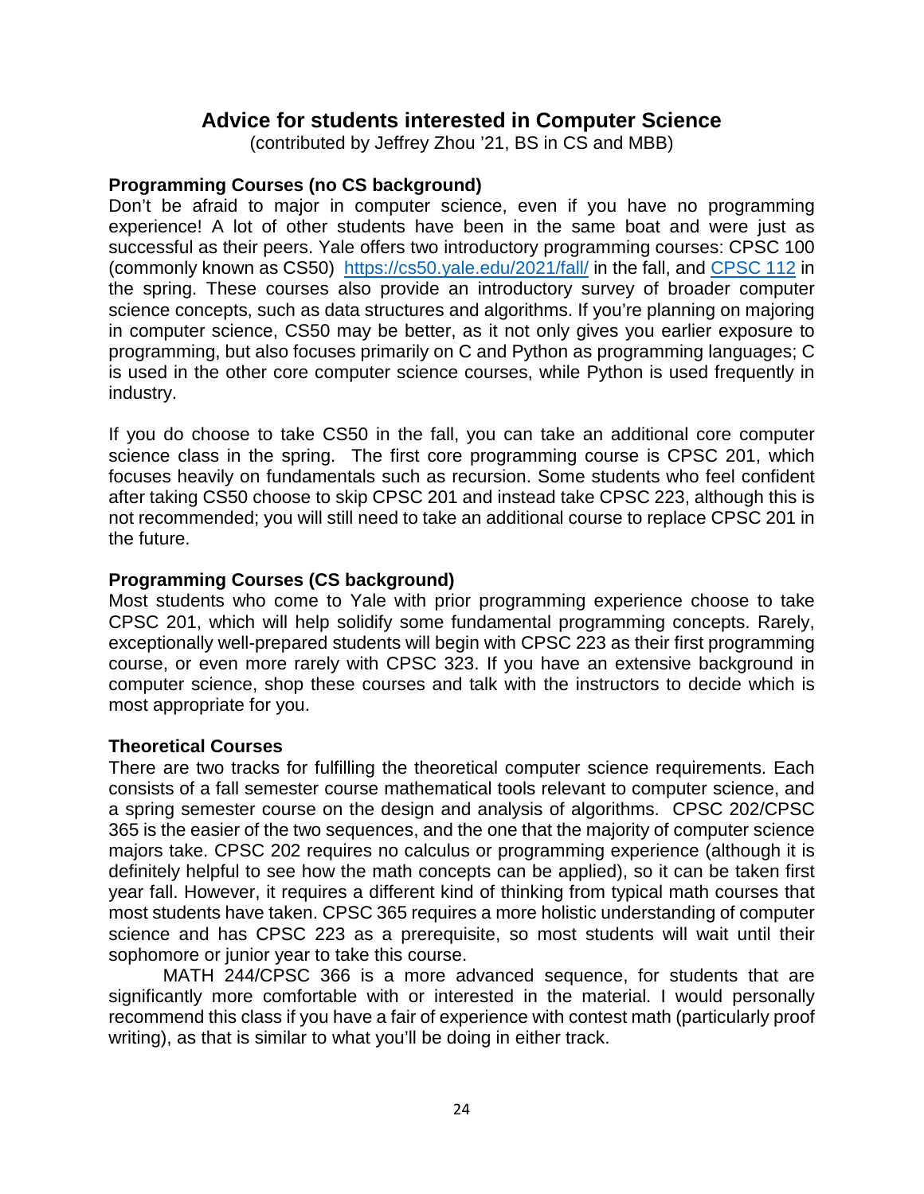# Advice for students interested in Computer Science

(contributed by Jeffrey Zhou '21, BS in CS and MBB)

### Programming Courses (no CS background)

Don't be afraid to major in computer science, even if you have no programming experience! A lot of other students have been in the same boat and were just as successful as their peers. Yale offers two introductory programming courses: CPSC 100 (commonly known as CS50) [https://cs50.yale.edu/2021/fall/](https://cs50.yale.edu/2021/fall/) in the fall, and [CPSC 112](CPSC 112) in the spring. These courses also provide an introductory survey of broader computer science concepts, such as data structures and algorithms. If you're planning on majoring in computer science, CS50 may be better, as it not only gives you earlier exposure to programming, but also focuses primarily on C and Python as programming languages; C is used in the other core computer science courses, while Python is used frequently in industry.

If you do choose to take CS50 in the fall, you can take an additional core computer science class in the spring. The first core programming course is CPSC 201, which focuses heavily on fundamentals such as recursion. Some students who feel confident after taking CS50 choose to skip CPSC 201 and instead take CPSC 223, although this is not recommended; you will still need to take an additional course to replace CPSC 201 in the future.

### Programming Courses (CS background)

Most students who come to Yale with prior programming experience choose to take CPSC 201, which will help solidify some fundamental programming concepts. Rarely, exceptionally well-prepared students will begin with CPSC 223 as their first programming course, or even more rarely with CPSC 323. If you have an extensive background in computer science, shop these courses and talk with the instructors to decide which is most appropriate for you.

### Theoretical Courses

There are two tracks for fulfilling the theoretical computer science requirements. Each consists of a fall semester course mathematical tools relevant to computer science, and a spring semester course on the design and analysis of algorithms. CPSC 202/CPSC 365 is the easier of the two sequences, and the one that the majority of computer science majors take. CPSC 202 requires no calculus or programming experience (although it is definitely helpful to see how the math concepts can be applied), so it can be taken first year fall. However, it requires a different kind of thinking from typical math courses that most students have taken. CPSC 365 requires a more holistic understanding of computer science and has CPSC 223 as a prerequisite, so most students will wait until their sophomore or junior year to take this course.

MATH 244/CPSC 366 is a more advanced sequence, for students that are significantly more comfortable with or interested in the material. I would personally recommend this class if you have a fair of experience with contest math (particularly proof writing), as that is similar to what you'll be doing in either track.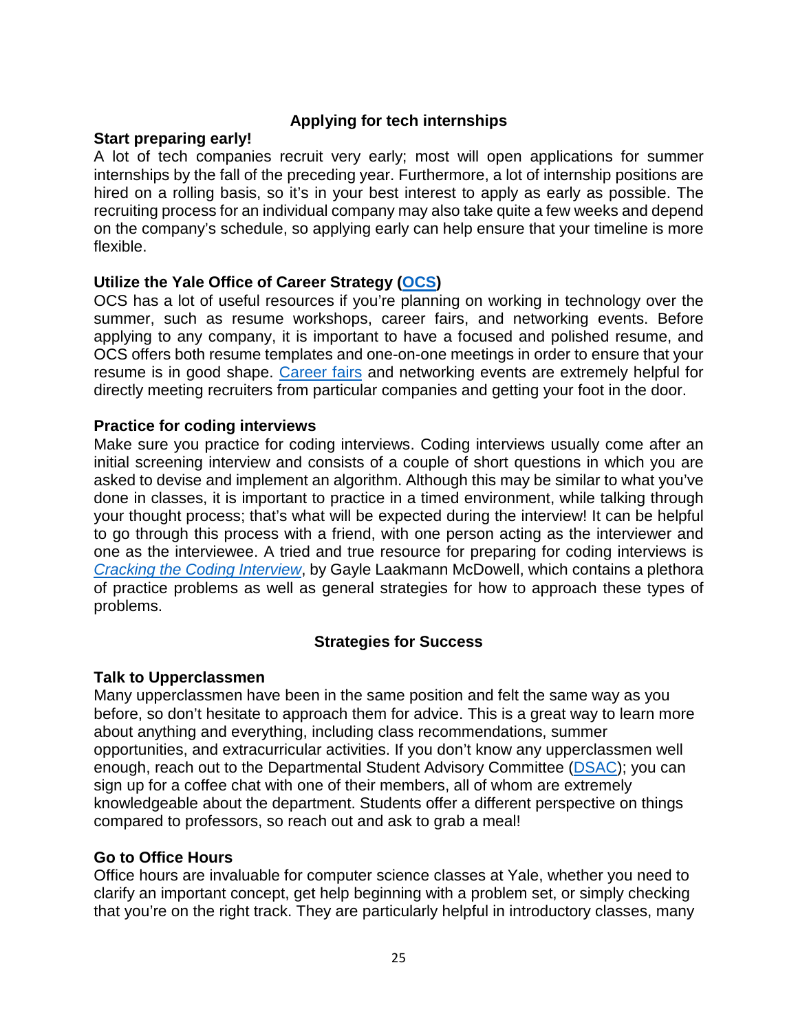## Applying for tech internships

### Start preparing early!

A lot of tech companies recruit very early; most will open applications for summer internships by the fall of the preceding year. Furthermore, a lot of internship positions are hired on a rolling basis, so it's in your best interest to apply as early as possible. The recruiting process for an individual company may also take quite a few weeks and depend on the company's schedule, so applying early can help ensure that your timeline is more flexible.

### Utilize the Yale Office of Career Strategy (OCS)

OCS has a lot of useful resources if you're planning on working in technology over the summer, such as resume workshops, career fairs, and networking events. Before applying to any company, it is important to have a focused and polished resume, and OCS offers both resume templates and one-on-one meetings in order to ensure that your resume is in good shape. Career fairs and networking events are extremely helpful for directly meeting recruiters from particular companies and getting your foot in the door.

### Practice for coding interviews

Make sure you practice for coding interviews. Coding interviews usually come after an initial screening interview and consists of a couple of short questions in which you are asked to devise and implement an algorithm. Although this may be similar to what you've done in classes, it is important to practice in a timed environment, while talking through your thought process; that's what will be expected during the interview! It can be helpful to go through this process with a friend, with one person acting as the interviewer and one as the interviewee. A tried and true resource for preparing for coding interviews is *Cracking the Coding Interview*, by Gayle Laakmann McDowell, which contains a plethora of practice problems as well as general strategies for how to approach these types of problems.

## Strategies for Success

### Talk to Upperclassmen

Many upperclassmen have been in the same position and felt the same way as you before, so don't hesitate to approach them for advice. This is a great way to learn more about anything and everything, including class recommendations, summer opportunities, and extracurricular activities. If you don't know any upperclassmen well enough, reach out to the Departmental Student Advisory Committee (DSAC); you can sign up for a coffee chat with one of their members, all of whom are extremely knowledgeable about the department. Students offer a different perspective on things compared to professors, so reach out and ask to grab a meal!

### Go to Office Hours

Office hours are invaluable for computer science classes at Yale, whether you need to clarify an important concept, get help beginning with a problem set, or simply checking that you're on the right track. They are particularly helpful in introductory classes, many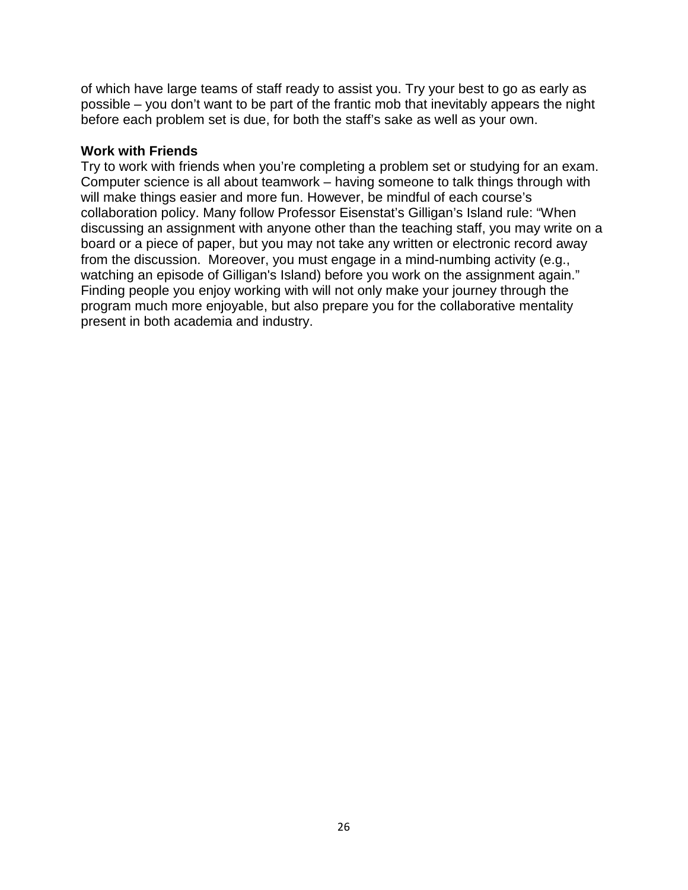of which have large teams of staff ready to assist you. Try your best to go as early as possible – you don't want to be part of the frantic mob that inevitably appears the night before each problem set is due, for both the staff's sake as well as your own.

**Work with Friends**

Try to work with friends when you're completing a problem set or studying for an exam. Computer science is all about teamwork – having someone to talk things through with will make things easier and more fun. However, be mindful of each course's collaboration policy. Many follow Professor Eisenstat's Gilligan's Island rule: "When discussing an assignment with anyone other than the teaching staff, you may write on a board or a piece of paper, but you may not take any written or electronic record away from the discussion. Moreover, you must engage in a mind-numbing activity (e.g., watching an episode of Gilligan's Island) before you work on the assignment again." Finding people you enjoy working with will not only make your journey through the program much more enjoyable, but also prepare you for the collaborative mentality present in both academia and industry.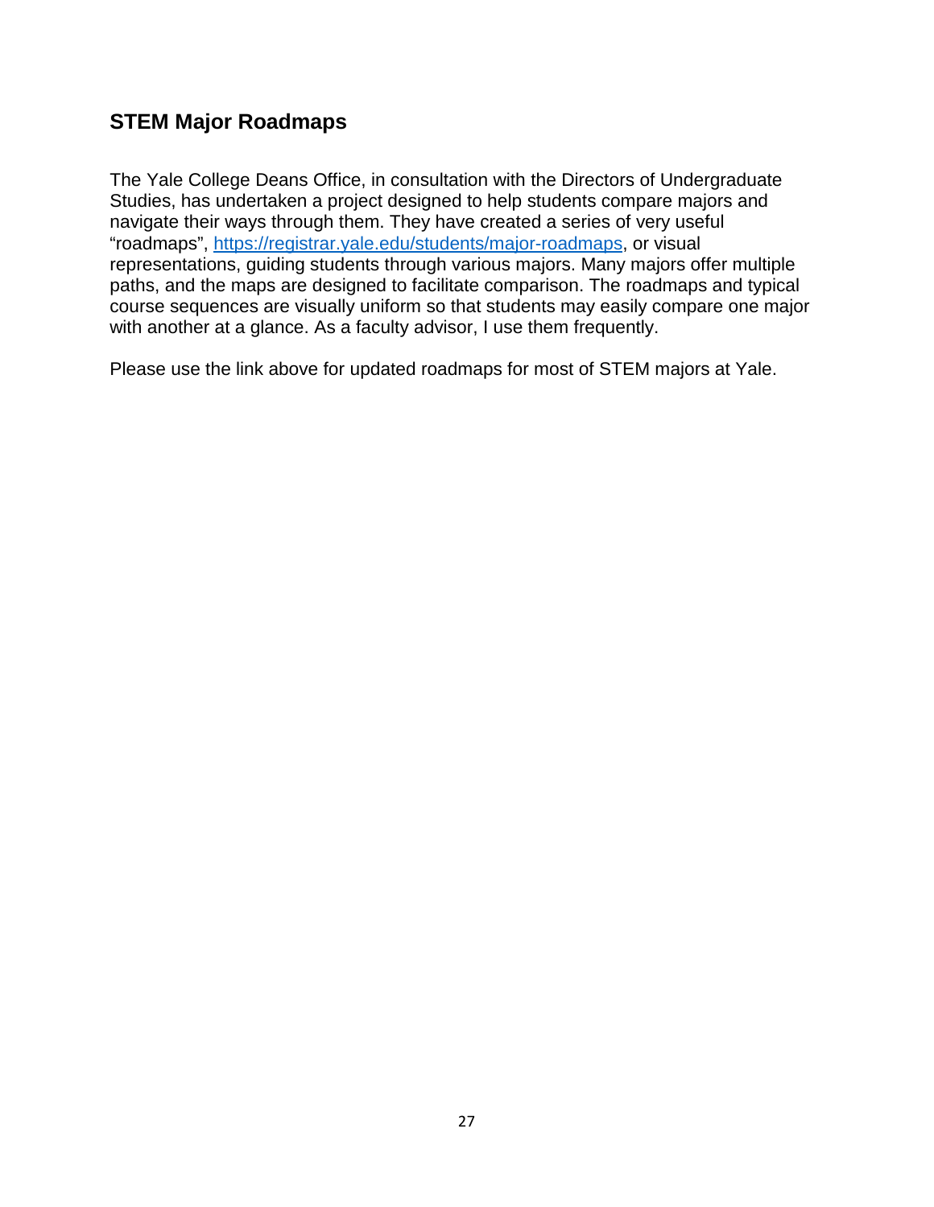## STEM Major Roadmaps

The Yale College Deans Office, in consultation with the Directors of Undergraduate Studies, has undertaken a project designed to help students compare majors and navigate their ways through them. They have created a series of very useful "roadmaps", [https://registrar.yale.edu/students/major-roadmaps](https://registrar.yale.edu/students/major-roadmaps), or visual representations, guiding students through various majors. Many majors offer multiple paths, and the maps are designed to facilitate comparison. The roadmaps and typical course sequences are visually uniform so that students may easily compare one major with another at a glance. As a faculty advisor, I use them frequently.

Please use the link above for updated roadmaps for most of STEM majors at Yale.